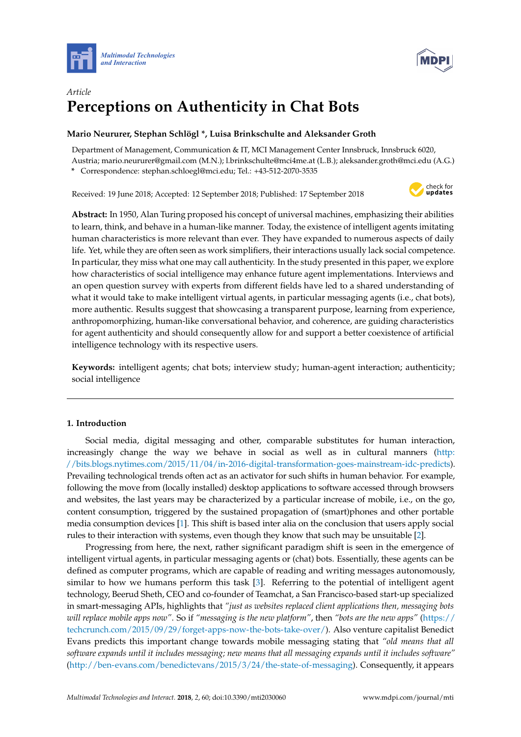Article

# Perceptions on Authenticity in Chat Bots

**Mario Neururer, Stephan Schlögl \*, Luisa Brinkschulte and Aleksander Groth**

Department of Management, Communication & IT, MCI Management Center Innsbruck, Innsbruck 6020, Austria; mario.neururer@gmail.com (M.N.); l.brinkschulte@mci4me.at (L.B.); aleksander.groth@mci.edu (A.G.)

\* Correspondence: stephan.schloegl@mci.edu; Tel.: +43-512-2070-3535

Received: 19 June 2018; Accepted: 12 September 2018; Published: 17 September 2018

**Abstract:** In 1950, Alan Turing proposed his concept of universal machines, emphasizing their abilities to learn, think, and behave in a human-like manner. Today, the existence of intelligent agents imitating human characteristics is more relevant than ever. They have expanded to numerous aspects of daily life. Yet, while they are often seen as work simplifiers, their interactions usually lack social competence. In particular, they miss what one may call authenticity. In the study presented in this paper, we explore how characteristics of social intelligence may enhance future agent implementations. Interviews and an open question survey with experts from different fields have led to a shared understanding of what it would take to make intelligent virtual agents, in particular messaging agents (i.e., chat bots), more authentic. Results suggest that showcasing a transparent purpose, learning from experience, anthropomorphizing, human-like conversational behavior, and coherence, are guiding characteristics for agent authenticity and should consequently allow for and support a better coexistence of artificial intelligence technology with its respective users.

**Keywords:** intelligent agents; chat bots; interview study; human-agent interaction; authenticity; social intelligence

## 1. Introduction

Social media, digital messaging and other, comparable substitutes for human interaction, increasingly change the way we behave in social as well as in cultural manners (http://bits.blogs.nytimes.com/2015/11/04/in-2016-digital-transformation-goes-mainstream-idc-predicts). Prevailing technological trends often act as an activator for such shifts in human behavior. For example, following the move from (locally installed) desktop applications to software accessed through browsers and websites, the last years may be characterized by a particular increase of mobile, i.e., on the go, content consumption, triggered by the sustained propagation of (smart)phones and other portable media consumption devices [1]. This shift is based inter alia on the conclusion that users apply social rules to their interaction with systems, even though they know that such may be unsuitable [2].

Progressing from here, the next, rather significant paradigm shift is seen in the emergence of intelligent virtual agents, in particular messaging agents or (chat) bots. Essentially, these agents can be defined as computer programs, which are capable of reading and writing messages autonomously, similar to how we humans perform this task [3]. Referring to the potential of intelligent agent technology, Beerud Sheth, CEO and co-founder of Teamchat, a San Francisco-based start-up specialized in smart-messaging APIs, highlights that *"just as websites replaced client applications then, messaging bots will replace mobile apps now"*. So if *"messaging is the new platform"*, then *"bots are the new apps"* (https://techcrunch.com/2015/09/29/forget-apps-now-the-bots-take-over/). Also venture capitalist Benedict Evans predicts this important change towards mobile messaging stating that *"old means that all software expands until it includes messaging; new means that all messaging expands until it includes software"* (http://ben-evans.com/benedictevans/2015/3/24/the-state-of-messaging). Consequently, it appears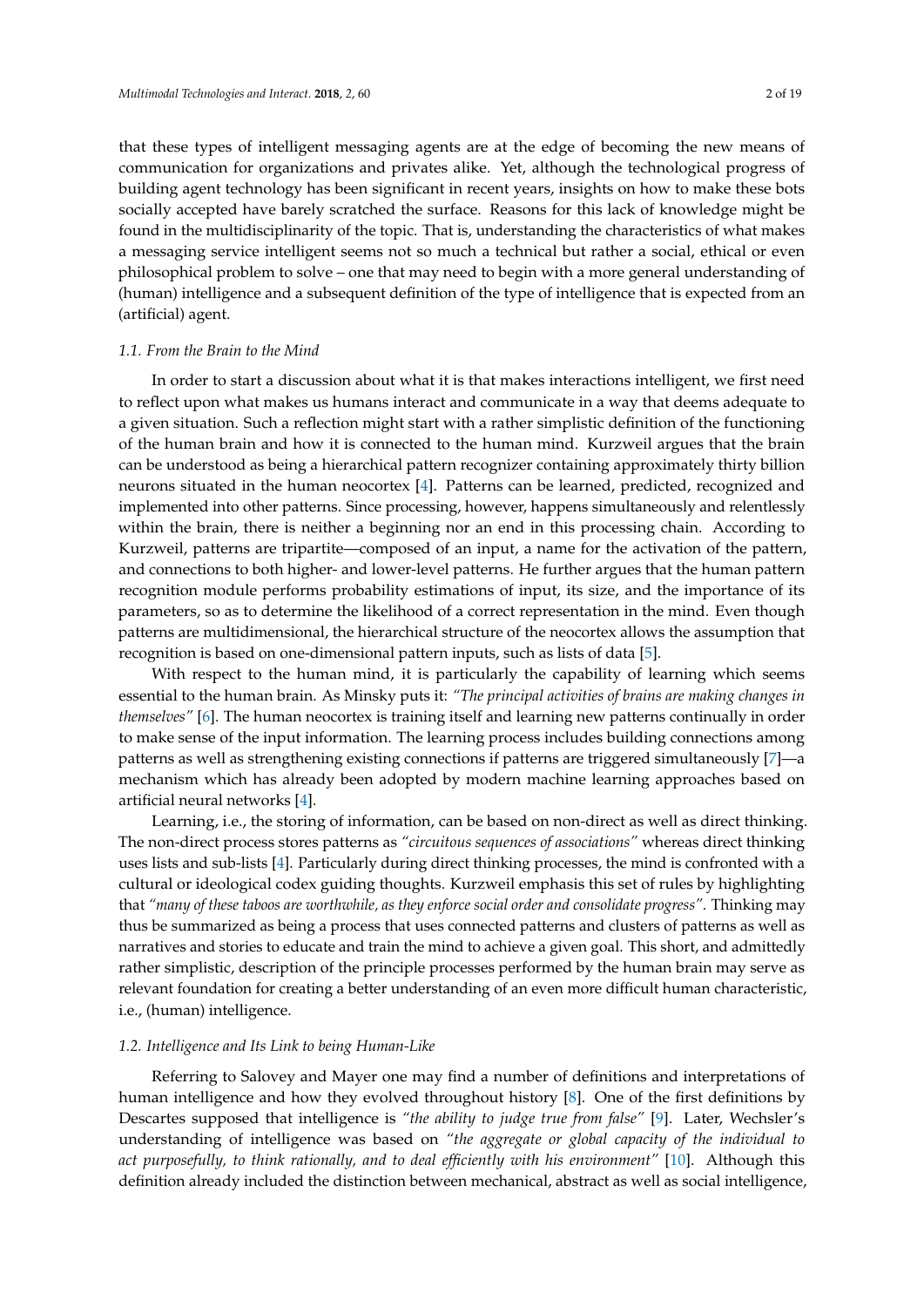that these types of intelligent messaging agents are at the edge of becoming the new means of communication for organizations and privates alike. Yet, although the technological progress of building agent technology has been significant in recent years, insights on how to make these bots socially accepted have barely scratched the surface. Reasons for this lack of knowledge might be found in the multidisciplinarity of the topic. That is, understanding the characteristics of what makes a messaging service intelligent seems not so much a technical but rather a social, ethical or even philosophical problem to solve – one that may need to begin with a more general understanding of (human) intelligence and a subsequent definition of the type of intelligence that is expected from an (artificial) agent.

### 1.1. From the Brain to the Mind

In order to start a discussion about what it is that makes interactions intelligent, we first need to reflect upon what makes us humans interact and communicate in a way that deems adequate to a given situation. Such a reflection might start with a rather simplistic definition of the functioning of the human brain and how it is connected to the human mind. Kurzweil argues that the brain can be understood as being a hierarchical pattern recognizer containing approximately thirty billion neurons situated in the human neocortex [4]. Patterns can be learned, predicted, recognized and implemented into other patterns. Since processing, however, happens simultaneously and relentlessly within the brain, there is neither a beginning nor an end in this processing chain. According to Kurzweil, patterns are tripartite—composed of an input, a name for the activation of the pattern, and connections to both higher- and lower-level patterns. He further argues that the human pattern recognition module performs probability estimations of input, its size, and the importance of its parameters, so as to determine the likelihood of a correct representation in the mind. Even though patterns are multidimensional, the hierarchical structure of the neocortex allows the assumption that recognition is based on one-dimensional pattern inputs, such as lists of data [5].

With respect to the human mind, it is particularly the capability of learning which seems essential to the human brain. As Minsky puts it: *"The principal activities of brains are making changes in themselves"* [6]. The human neocortex is training itself and learning new patterns continually in order to make sense of the input information. The learning process includes building connections among patterns as well as strengthening existing connections if patterns are triggered simultaneously [7]—a mechanism which has already been adopted by modern machine learning approaches based on artificial neural networks [4].

Learning, i.e., the storing of information, can be based on non-direct as well as direct thinking. The non-direct process stores patterns as *"circuitous sequences of associations"* whereas direct thinking uses lists and sub-lists [4]. Particularly during direct thinking processes, the mind is confronted with a cultural or ideological codex guiding thoughts. Kurzweil emphasis this set of rules by highlighting that *"many of these taboos are worthwhile, as they enforce social order and consolidate progress"*. Thinking may thus be summarized as being a process that uses connected patterns and clusters of patterns as well as narratives and stories to educate and train the mind to achieve a given goal. This short, and admittedly rather simplistic, description of the principle processes performed by the human brain may serve as relevant foundation for creating a better understanding of an even more difficult human characteristic, i.e., (human) intelligence.

### 1.2. Intelligence and Its Link to being Human-Like

Referring to Salovey and Mayer one may find a number of definitions and interpretations of human intelligence and how they evolved throughout history [8]. One of the first definitions by Descartes supposed that intelligence is *"the ability to judge true from false"* [9]. Later, Wechsler's understanding of intelligence was based on *"the aggregate or global capacity of the individual to act purposefully, to think rationally, and to deal efficiently with his environment"* [10]. Although this definition already included the distinction between mechanical, abstract as well as social intelligence,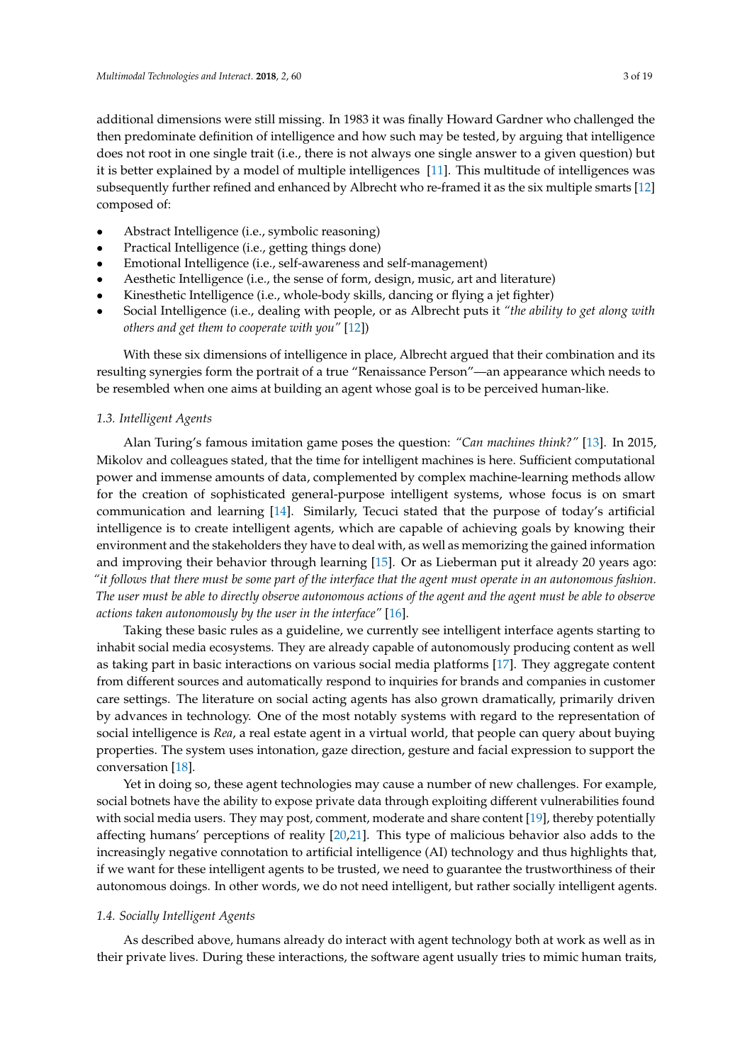additional dimensions were still missing. In 1983 it was finally Howard Gardner who challenged the then predominate definition of intelligence and how such may be tested, by arguing that intelligence does not root in one single trait (i.e., there is not always one single answer to a given question) but it is better explained by a model of multiple intelligences [11]. This multitude of intelligences was subsequently further refined and enhanced by Albrecht who re-framed it as the six multiple smarts [12] composed of:

- Abstract Intelligence (i.e., symbolic reasoning)
- Practical Intelligence (i.e., getting things done)
- Emotional Intelligence (i.e., self-awareness and self-management)
- Aesthetic Intelligence (i.e., the sense of form, design, music, art and literature)
- Kinesthetic Intelligence (i.e., whole-body skills, dancing or flying a jet fighter)
- Social Intelligence (i.e., dealing with people, or as Albrecht puts it *"the ability to get along with others and get them to cooperate with you"* [12])

With these six dimensions of intelligence in place, Albrecht argued that their combination and its resulting synergies form the portrait of a true "Renaissance Person"—an appearance which needs to be resembled when one aims at building an agent whose goal is to be perceived human-like.

### 1.3. Intelligent Agents

Alan Turing's famous imitation game poses the question: *"Can machines think?"* [13]. In 2015, Mikolov and colleagues stated, that the time for intelligent machines is here. Sufficient computational power and immense amounts of data, complemented by complex machine-learning methods allow for the creation of sophisticated general-purpose intelligent systems, whose focus is on smart communication and learning [14]. Similarly, Tecuci stated that the purpose of today's artificial intelligence is to create intelligent agents, which are capable of achieving goals by knowing their environment and the stakeholders they have to deal with, as well as memorizing the gained information and improving their behavior through learning [15]. Or as Lieberman put it already 20 years ago: *"it follows that there must be some part of the interface that the agent must operate in an autonomous fashion. The user must be able to directly observe autonomous actions of the agent and the agent must be able to observe actions taken autonomously by the user in the interface"* [16].

Taking these basic rules as a guideline, we currently see intelligent interface agents starting to inhabit social media ecosystems. They are already capable of autonomously producing content as well as taking part in basic interactions on various social media platforms [17]. They aggregate content from different sources and automatically respond to inquiries for brands and companies in customer care settings. The literature on social acting agents has also grown dramatically, primarily driven by advances in technology. One of the most notably systems with regard to the representation of social intelligence is *Rea*, a real estate agent in a virtual world, that people can query about buying properties. The system uses intonation, gaze direction, gesture and facial expression to support the conversation [18].

Yet in doing so, these agent technologies may cause a number of new challenges. For example, social botnets have the ability to expose private data through exploiting different vulnerabilities found with social media users. They may post, comment, moderate and share content [19], thereby potentially affecting humans' perceptions of reality [20,21]. This type of malicious behavior also adds to the increasingly negative connotation to artificial intelligence (AI) technology and thus highlights that, if we want for these intelligent agents to be trusted, we need to guarantee the trustworthiness of their autonomous doings. In other words, we do not need intelligent, but rather socially intelligent agents.

### 1.4. Socially Intelligent Agents

As described above, humans already do interact with agent technology both at work as well as in their private lives. During these interactions, the software agent usually tries to mimic human traits,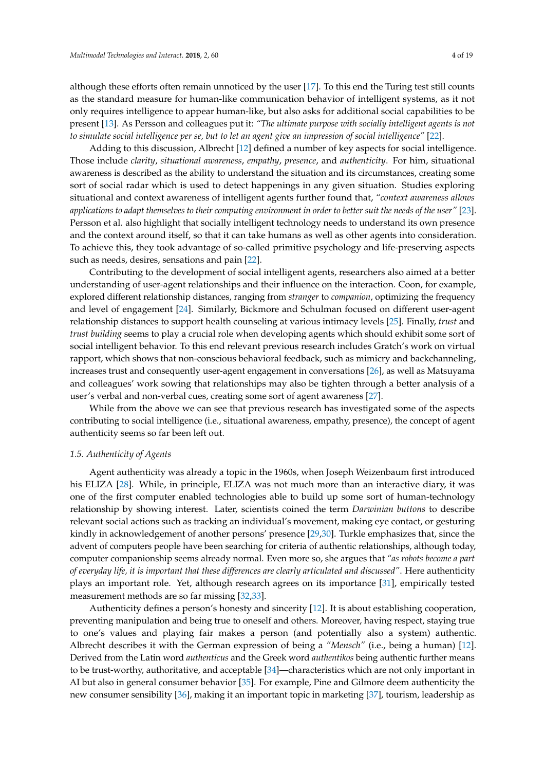although these efforts often remain unnoticed by the user [17]. To this end the Turing test still counts as the standard measure for human-like communication behavior of intelligent systems, as it not only requires intelligence to appear human-like, but also asks for additional social capabilities to be present [13]. As Persson and colleagues put it: *"The ultimate purpose with socially intelligent agents is not to simulate social intelligence per se, but to let an agent give an impression of social intelligence"* [22].

Adding to this discussion, Albrecht [12] defined a number of key aspects for social intelligence. Those include *clarity*, *situational awareness*, *empathy*, *presence*, and *authenticity*. For him, situational awareness is described as the ability to understand the situation and its circumstances, creating some sort of social radar which is used to detect happenings in any given situation. Studies exploring situational and context awareness of intelligent agents further found that, *"context awareness allows applications to adapt themselves to their computing environment in order to better suit the needs of the user"* [23]. Persson et al. also highlight that socially intelligent technology needs to understand its own presence and the context around itself, so that it can take humans as well as other agents into consideration. To achieve this, they took advantage of so-called primitive psychology and life-preserving aspects such as needs, desires, sensations and pain [22].

Contributing to the development of social intelligent agents, researchers also aimed at a better understanding of user-agent relationships and their influence on the interaction. Coon, for example, explored different relationship distances, ranging from *stranger* to *companion*, optimizing the frequency and level of engagement [24]. Similarly, Bickmore and Schulman focused on different user-agent relationship distances to support health counseling at various intimacy levels [25]. Finally, *trust* and *trust building* seems to play a crucial role when developing agents which should exhibit some sort of social intelligent behavior. To this end relevant previous research includes Gratch's work on virtual rapport, which shows that non-conscious behavioral feedback, such as mimicry and backchanneling, increases trust and consequently user-agent engagement in conversations [26], as well as Matsuyama and colleagues' work sowing that relationships may also be tighten through a better analysis of a user's verbal and non-verbal cues, creating some sort of agent awareness [27].

While from the above we can see that previous research has investigated some of the aspects contributing to social intelligence (i.e., situational awareness, empathy, presence), the concept of agent authenticity seems so far been left out.

### 1.5. Authenticity of Agents

Agent authenticity was already a topic in the 1960s, when Joseph Weizenbaum first introduced his ELIZA [28]. While, in principle, ELIZA was not much more than an interactive diary, it was one of the first computer enabled technologies able to build up some sort of human-technology relationship by showing interest. Later, scientists coined the term *Darwinian buttons* to describe relevant social actions such as tracking an individual's movement, making eye contact, or gesturing kindly in acknowledgement of another persons' presence [29,30]. Turkle emphasizes that, since the advent of computers people have been searching for criteria of authentic relationships, although today, computer companionship seems already normal. Even more so, she argues that *"as robots become a part of everyday life, it is important that these differences are clearly articulated and discussed"*. Here authenticity plays an important role. Yet, although research agrees on its importance [31], empirically tested measurement methods are so far missing [32,33].

Authenticity defines a person's honesty and sincerity [12]. It is about establishing cooperation, preventing manipulation and being true to oneself and others. Moreover, having respect, staying true to one's values and playing fair makes a person (and potentially also a system) authentic. Albrecht describes it with the German expression of being a *"Mensch"* (i.e., being a human) [12]. Derived from the Latin word *authenticus* and the Greek word *authentikos* being authentic further means to be trust-worthy, authoritative, and acceptable [34]—characteristics which are not only important in AI but also in general consumer behavior [35]. For example, Pine and Gilmore deem authenticity the new consumer sensibility [36], making it an important topic in marketing [37], tourism, leadership as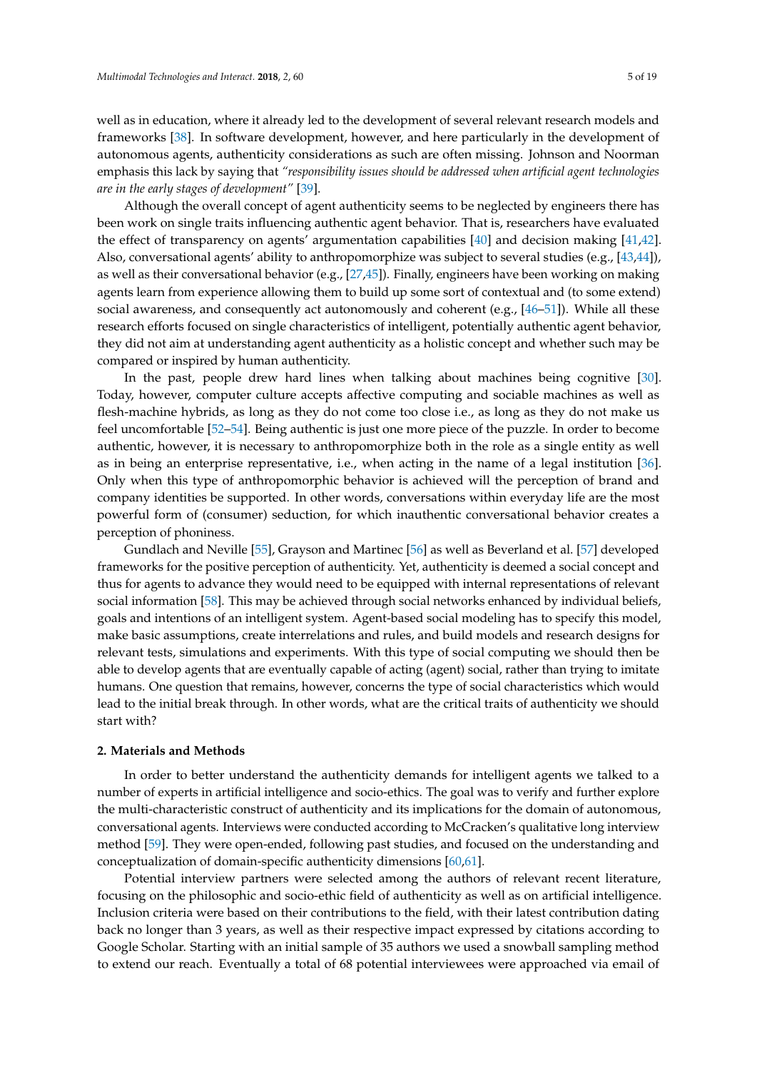well as in education, where it already led to the development of several relevant research models and frameworks [38]. In software development, however, and here particularly in the development of autonomous agents, authenticity considerations as such are often missing. Johnson and Noorman emphasis this lack by saying that *"responsibility issues should be addressed when artificial agent technologies are in the early stages of development"* [39].

Although the overall concept of agent authenticity seems to be neglected by engineers there has been work on single traits influencing authentic agent behavior. That is, researchers have evaluated the effect of transparency on agents' argumentation capabilities [40] and decision making [41,42]. Also, conversational agents' ability to anthropomorphize was subject to several studies (e.g., [43,44]), as well as their conversational behavior (e.g., [27,45]). Finally, engineers have been working on making agents learn from experience allowing them to build up some sort of contextual and (to some extend) social awareness, and consequently act autonomously and coherent (e.g., [46–51]). While all these research efforts focused on single characteristics of intelligent, potentially authentic agent behavior, they did not aim at understanding agent authenticity as a holistic concept and whether such may be compared or inspired by human authenticity.

In the past, people drew hard lines when talking about machines being cognitive [30]. Today, however, computer culture accepts affective computing and sociable machines as well as flesh-machine hybrids, as long as they do not come too close i.e., as long as they do not make us feel uncomfortable [52–54]. Being authentic is just one more piece of the puzzle. In order to become authentic, however, it is necessary to anthropomorphize both in the role as a single entity as well as in being an enterprise representative, i.e., when acting in the name of a legal institution [36]. Only when this type of anthropomorphic behavior is achieved will the perception of brand and company identities be supported. In other words, conversations within everyday life are the most powerful form of (consumer) seduction, for which inauthentic conversational behavior creates a perception of phoniness.

Gundlach and Neville [55], Grayson and Martinec [56] as well as Beverland et al. [57] developed frameworks for the positive perception of authenticity. Yet, authenticity is deemed a social concept and thus for agents to advance they would need to be equipped with internal representations of relevant social information [58]. This may be achieved through social networks enhanced by individual beliefs, goals and intentions of an intelligent system. Agent-based social modeling has to specify this model, make basic assumptions, create interrelations and rules, and build models and research designs for relevant tests, simulations and experiments. With this type of social computing we should then be able to develop agents that are eventually capable of acting (agent) social, rather than trying to imitate humans. One question that remains, however, concerns the type of social characteristics which would lead to the initial break through. In other words, what are the critical traits of authenticity we should start with?

## 2. Materials and Methods

In order to better understand the authenticity demands for intelligent agents we talked to a number of experts in artificial intelligence and socio-ethics. The goal was to verify and further explore the multi-characteristic construct of authenticity and its implications for the domain of autonomous, conversational agents. Interviews were conducted according to McCracken's qualitative long interview method [59]. They were open-ended, following past studies, and focused on the understanding and conceptualization of domain-specific authenticity dimensions [60,61].

Potential interview partners were selected among the authors of relevant recent literature, focusing on the philosophic and socio-ethic field of authenticity as well as on artificial intelligence. Inclusion criteria were based on their contributions to the field, with their latest contribution dating back no longer than 3 years, as well as their respective impact expressed by citations according to Google Scholar. Starting with an initial sample of 35 authors we used a snowball sampling method to extend our reach. Eventually a total of 68 potential interviewees were approached via email of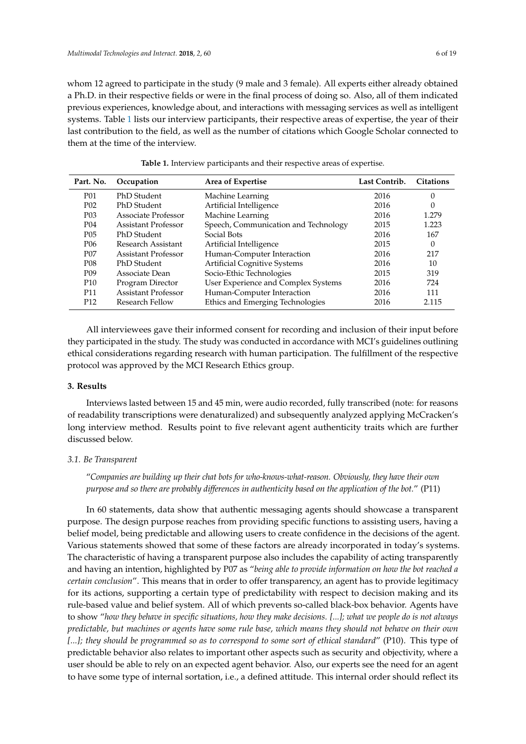whom 12 agreed to participate in the study (9 male and 3 female). All experts either already obtained a Ph.D. in their respective fields or were in the final process of doing so. Also, all of them indicated previous experiences, knowledge about, and interactions with messaging services as well as intelligent systems. Table 1 lists our interview participants, their respective areas of expertise, the year of their last contribution to the field, as well as the number of citations which Google Scholar connected to them at the time of the interview.

**Table 1.** Interview participants and their respective areas of expertise.

| Part. No. | Occupation | Area of Expertise | Last Contrib. | Citations |
|---|---|---|---|---|
| P01 | PhD Student | Machine Learning | 2016 | 0 |
| P02 | PhD Student | Artificial Intelligence | 2016 | 0 |
| P03 | Associate Professor | Machine Learning | 2016 | 1.279 |
| P04 | Assistant Professor | Speech, Communication and Technology | 2015 | 1.223 |
| P05 | PhD Student | Social Bots | 2016 | 167 |
| P06 | Research Assistant | Artificial Intelligence | 2015 | 0 |
| P07 | Assistant Professor | Human-Computer Interaction | 2016 | 217 |
| P08 | PhD Student | Artificial Cognitive Systems | 2016 | 10 |
| P09 | Associate Dean | Socio-Ethic Technologies | 2015 | 319 |
| P10 | Program Director | User Experience and Complex Systems | 2016 | 724 |
| P11 | Assistant Professor | Human-Computer Interaction | 2016 | 111 |
| P12 | Research Fellow | Ethics and Emerging Technologies | 2016 | 2.115 |

All interviewees gave their informed consent for recording and inclusion of their input before they participated in the study. The study was conducted in accordance with MCI's guidelines outlining ethical considerations regarding research with human participation. The fulfillment of the respective protocol was approved by the MCI Research Ethics group.

## 3. Results

Interviews lasted between 15 and 45 min, were audio recorded, fully transcribed (note: for reasons of readability transcriptions were denaturalized) and subsequently analyzed applying McCracken's long interview method. Results point to five relevant agent authenticity traits which are further discussed below.

### 3.1. Be Transparent

> "*Companies are building up their chat bots for who-knows-what-reason. Obviously, they have their own purpose and so there are probably differences in authenticity based on the application of the bot.*" (P11)

In 60 statements, data show that authentic messaging agents should showcase a transparent purpose. The design purpose reaches from providing specific functions to assisting users, having a belief model, being predictable and allowing users to create confidence in the decisions of the agent. Various statements showed that some of these factors are already incorporated in today's systems. The characteristic of having a transparent purpose also includes the capability of acting transparently and having an intention, highlighted by P07 as "*being able to provide information on how the bot reached a certain conclusion*". This means that in order to offer transparency, an agent has to provide legitimacy for its actions, supporting a certain type of predictability with respect to decision making and its rule-based value and belief system. All of which prevents so-called black-box behavior. Agents have to show "*how they behave in specific situations, how they make decisions. [...]; what we people do is not always predictable, but machines or agents have some rule base, which means they should not behave on their own [...]; they should be programmed so as to correspond to some sort of ethical standard*" (P10). This type of predictable behavior also relates to important other aspects such as security and objectivity, where a user should be able to rely on an expected agent behavior. Also, our experts see the need for an agent to have some type of internal sortation, i.e., a defined attitude. This internal order should reflect its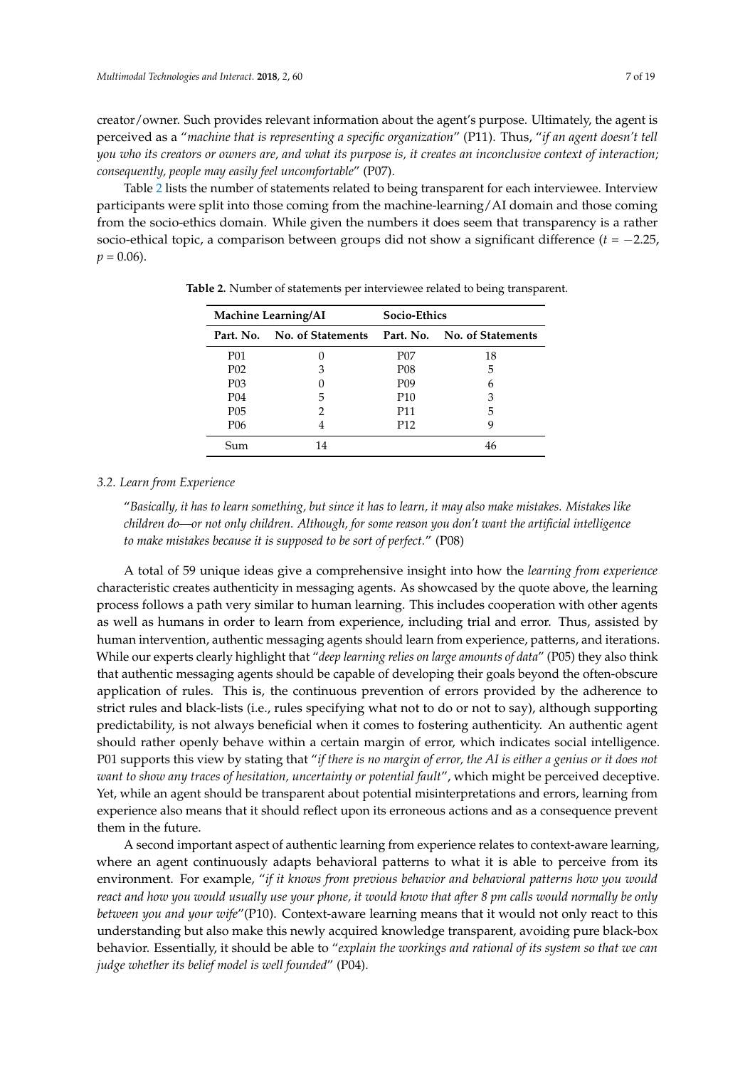creator/owner. Such provides relevant information about the agent's purpose. Ultimately, the agent is perceived as a "*machine that is representing a specific organization*" (P11). Thus, "*if an agent doesn't tell you who its creators or owners are, and what its purpose is, it creates an inconclusive context of interaction; consequently, people may easily feel uncomfortable*" (P07).

Table 2 lists the number of statements related to being transparent for each interviewee. Interview participants were split into those coming from the machine-learning/AI domain and those coming from the socio-ethics domain. While given the numbers it does seem that transparency is a rather socio-ethical topic, a comparison between groups did not show a significant difference ($t = -2.25$, $p = 0.06$).

**Table 2.** Number of statements per interviewee related to being transparent.

| Machine Learning/AI | | Socio-Ethics | |
|---|---|---|---|
| **Part. No.** | **No. of Statements** | **Part. No.** | **No. of Statements** |
| P01 | 0 | P07 | 18 |
| P02 | 3 | P08 | 5 |
| P03 | 0 | P09 | 6 |
| P04 | 5 | P10 | 3 |
| P05 | 2 | P11 | 5 |
| P06 | 4 | P12 | 9 |
| Sum | 14 | | 46 |

### 3.2. Learn from Experience

> "*Basically, it has to learn something, but since it has to learn, it may also make mistakes. Mistakes like children do—or not only children. Although, for some reason you don't want the artificial intelligence to make mistakes because it is supposed to be sort of perfect.*" (P08)

A total of 59 unique ideas give a comprehensive insight into how the *learning from experience* characteristic creates authenticity in messaging agents. As showcased by the quote above, the learning process follows a path very similar to human learning. This includes cooperation with other agents as well as humans in order to learn from experience, including trial and error. Thus, assisted by human intervention, authentic messaging agents should learn from experience, patterns, and iterations. While our experts clearly highlight that "*deep learning relies on large amounts of data*" (P05) they also think that authentic messaging agents should be capable of developing their goals beyond the often-obscure application of rules. This is, the continuous prevention of errors provided by the adherence to strict rules and black-lists (i.e., rules specifying what not to do or not to say), although supporting predictability, is not always beneficial when it comes to fostering authenticity. An authentic agent should rather openly behave within a certain margin of error, which indicates social intelligence. P01 supports this view by stating that "*if there is no margin of error, the AI is either a genius or it does not want to show any traces of hesitation, uncertainty or potential fault*", which might be perceived deceptive. Yet, while an agent should be transparent about potential misinterpretations and errors, learning from experience also means that it should reflect upon its erroneous actions and as a consequence prevent them in the future.

A second important aspect of authentic learning from experience relates to context-aware learning, where an agent continuously adapts behavioral patterns to what it is able to perceive from its environment. For example, "*if it knows from previous behavior and behavioral patterns how you would react and how you would usually use your phone, it would know that after 8 pm calls would normally be only between you and your wife*"(P10). Context-aware learning means that it would not only react to this understanding but also make this newly acquired knowledge transparent, avoiding pure black-box behavior. Essentially, it should be able to "*explain the workings and rational of its system so that we can judge whether its belief model is well founded*" (P04).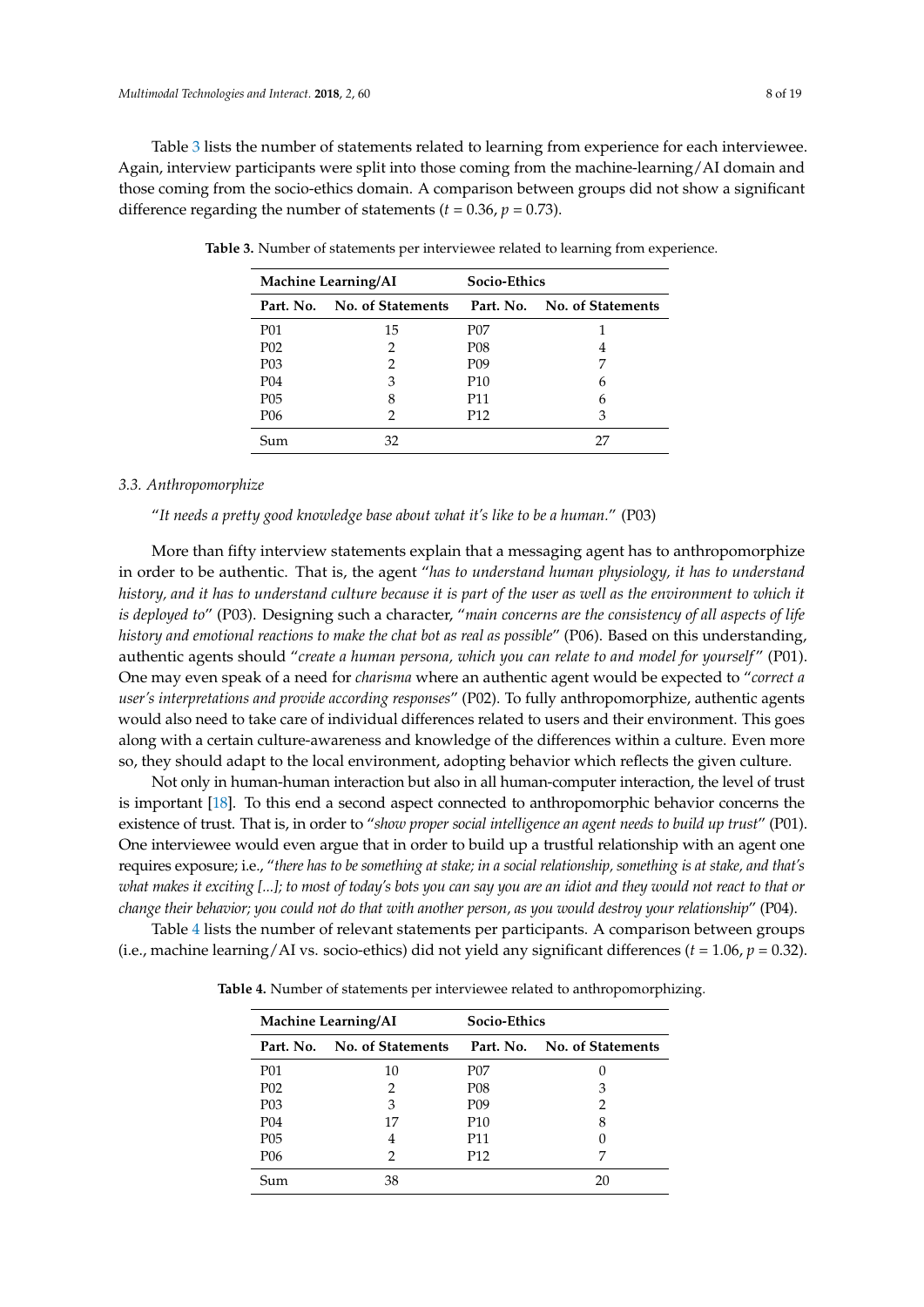Table 3 lists the number of statements related to learning from experience for each interviewee. Again, interview participants were split into those coming from the machine-learning/AI domain and those coming from the socio-ethics domain. A comparison between groups did not show a significant difference regarding the number of statements ($t = 0.36$, $p = 0.73$).

**Table 3.** Number of statements per interviewee related to learning from experience.

| Machine Learning/AI | | Socio-Ethics | |
|---|---|---|---|
| **Part. No.** | **No. of Statements** | **Part. No.** | **No. of Statements** |
| P01 | 15 | P07 | 1 |
| P02 | 2 | P08 | 4 |
| P03 | 2 | P09 | 7 |
| P04 | 3 | P10 | 6 |
| P05 | 8 | P11 | 6 |
| P06 | 2 | P12 | 3 |
| Sum | 32 | | 27 |

### 3.3. Anthropomorphize

"*It needs a pretty good knowledge base about what it's like to be a human.*" (P03)

More than fifty interview statements explain that a messaging agent has to anthropomorphize in order to be authentic. That is, the agent "*has to understand human physiology, it has to understand history, and it has to understand culture because it is part of the user as well as the environment to which it is deployed to*" (P03). Designing such a character, "*main concerns are the consistency of all aspects of life history and emotional reactions to make the chat bot as real as possible*" (P06). Based on this understanding, authentic agents should "*create a human persona, which you can relate to and model for yourself*" (P01). One may even speak of a need for *charisma* where an authentic agent would be expected to "*correct a user's interpretations and provide according responses*" (P02). To fully anthropomorphize, authentic agents would also need to take care of individual differences related to users and their environment. This goes along with a certain culture-awareness and knowledge of the differences within a culture. Even more so, they should adapt to the local environment, adopting behavior which reflects the given culture.

Not only in human-human interaction but also in all human-computer interaction, the level of trust is important [18]. To this end a second aspect connected to anthropomorphic behavior concerns the existence of trust. That is, in order to "*show proper social intelligence an agent needs to build up trust*" (P01). One interviewee would even argue that in order to build up a trustful relationship with an agent one requires exposure; i.e., "*there has to be something at stake; in a social relationship, something is at stake, and that's what makes it exciting [...]; to most of today's bots you can say you are an idiot and they would not react to that or change their behavior; you could not do that with another person, as you would destroy your relationship*" (P04).

Table 4 lists the number of relevant statements per participants. A comparison between groups (i.e., machine learning/AI vs. socio-ethics) did not yield any significant differences ($t = 1.06$, $p = 0.32$).

**Table 4.** Number of statements per interviewee related to anthropomorphizing.

| Machine Learning/AI | | Socio-Ethics | |
|---|---|---|---|
| **Part. No.** | **No. of Statements** | **Part. No.** | **No. of Statements** |
| P01 | 10 | P07 | 0 |
| P02 | 2 | P08 | 3 |
| P03 | 3 | P09 | 2 |
| P04 | 17 | P10 | 8 |
| P05 | 4 | P11 | 0 |
| P06 | 2 | P12 | 7 |
| Sum | 38 | | 20 |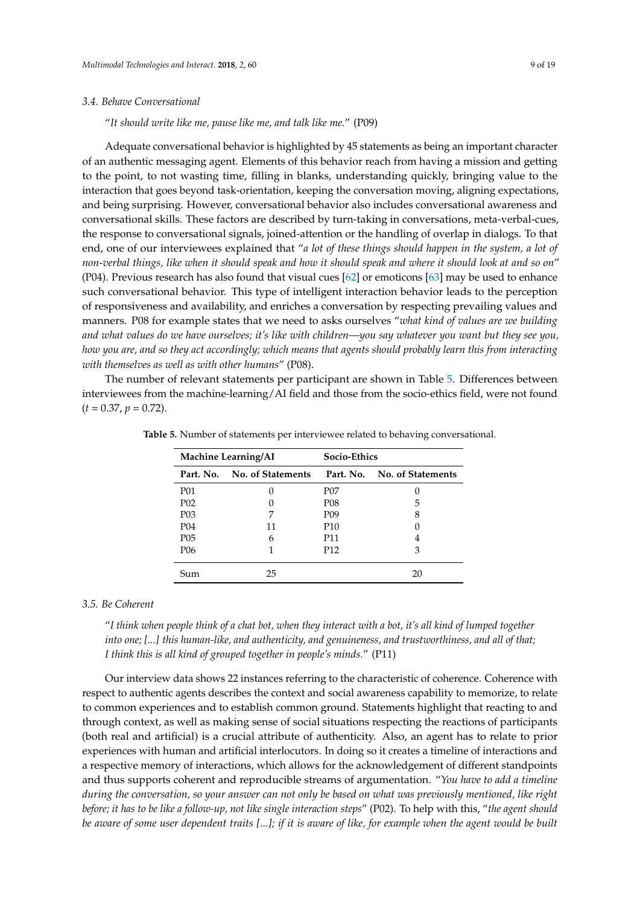### 3.4. Behave Conversational

> "*It should write like me, pause like me, and talk like me.*" (P09)

Adequate conversational behavior is highlighted by 45 statements as being an important character of an authentic messaging agent. Elements of this behavior reach from having a mission and getting to the point, to not wasting time, filling in blanks, understanding quickly, bringing value to the interaction that goes beyond task-orientation, keeping the conversation moving, aligning expectations, and being surprising. However, conversational behavior also includes conversational awareness and conversational skills. These factors are described by turn-taking in conversations, meta-verbal-cues, the response to conversational signals, joined-attention or the handling of overlap in dialogs. To that end, one of our interviewees explained that "*a lot of these things should happen in the system, a lot of non-verbal things, like when it should speak and how it should speak and where it should look at and so on*" (P04). Previous research has also found that visual cues [62] or emoticons [63] may be used to enhance such conversational behavior. This type of intelligent interaction behavior leads to the perception of responsiveness and availability, and enriches a conversation by respecting prevailing values and manners. P08 for example states that we need to asks ourselves "*what kind of values are we building and what values do we have ourselves; it's like with children—you say whatever you want but they see you, how you are, and so they act accordingly; which means that agents should probably learn this from interacting with themselves as well as with other humans*" (P08).

The number of relevant statements per participant are shown in Table 5. Differences between interviewees from the machine-learning/AI field and those from the socio-ethics field, were not found ($t = 0.37$, $p = 0.72$).

**Table 5.** Number of statements per interviewee related to behaving conversational.

| Machine Learning/AI | | Socio-Ethics | |
|---|---|---|---|
| **Part. No.** | **No. of Statements** | **Part. No.** | **No. of Statements** |
| P01 | 0 | P07 | 0 |
| P02 | 0 | P08 | 5 |
| P03 | 7 | P09 | 8 |
| P04 | 11 | P10 | 0 |
| P05 | 6 | P11 | 4 |
| P06 | 1 | P12 | 3 |
| Sum | 25 | | 20 |

### 3.5. Be Coherent

> "*I think when people think of a chat bot, when they interact with a bot, it's all kind of lumped together into one; [...] this human-like, and authenticity, and genuineness, and trustworthiness, and all of that; I think this is all kind of grouped together in people's minds.*" (P11)

Our interview data shows 22 instances referring to the characteristic of coherence. Coherence with respect to authentic agents describes the context and social awareness capability to memorize, to relate to common experiences and to establish common ground. Statements highlight that reacting to and through context, as well as making sense of social situations respecting the reactions of participants (both real and artificial) is a crucial attribute of authenticity. Also, an agent has to relate to prior experiences with human and artificial interlocutors. In doing so it creates a timeline of interactions and a respective memory of interactions, which allows for the acknowledgement of different standpoints and thus supports coherent and reproducible streams of argumentation. "*You have to add a timeline during the conversation, so your answer can not only be based on what was previously mentioned, like right before; it has to be like a follow-up, not like single interaction steps*" (P02). To help with this, "*the agent should be aware of some user dependent traits [...]; if it is aware of like, for example when the agent would be built*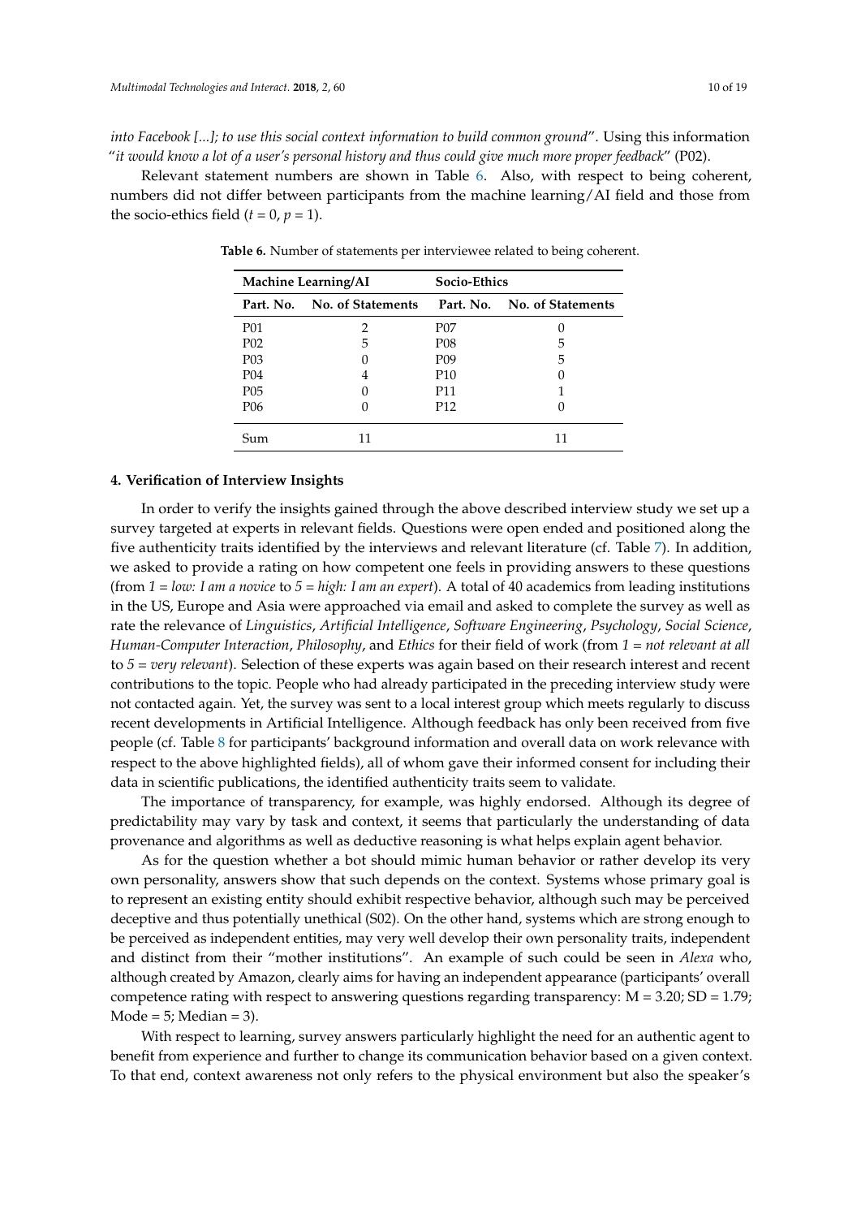*into Facebook [...]; to use this social context information to build common ground*". Using this information "*it would know a lot of a user's personal history and thus could give much more proper feedback*" (P02).

Relevant statement numbers are shown in Table 6. Also, with respect to being coherent, numbers did not differ between participants from the machine learning/AI field and those from the socio-ethics field ($t = 0$, $p = 1$).

**Table 6.** Number of statements per interviewee related to being coherent.

| Machine Learning/AI | | Socio-Ethics | |
|---|---|---|---|
| **Part. No.** | **No. of Statements** | **Part. No.** | **No. of Statements** |
| P01 | 2 | P07 | 0 |
| P02 | 5 | P08 | 5 |
| P03 | 0 | P09 | 5 |
| P04 | 4 | P10 | 0 |
| P05 | 0 | P11 | 1 |
| P06 | 0 | P12 | 0 |
| Sum | 11 | | 11 |

## 4. Verification of Interview Insights

In order to verify the insights gained through the above described interview study we set up a survey targeted at experts in relevant fields. Questions were open ended and positioned along the five authenticity traits identified by the interviews and relevant literature (cf. Table 7). In addition, we asked to provide a rating on how competent one feels in providing answers to these questions (from *1 = low: I am a novice* to *5 = high: I am an expert*). A total of 40 academics from leading institutions in the US, Europe and Asia were approached via email and asked to complete the survey as well as rate the relevance of *Linguistics*, *Artificial Intelligence*, *Software Engineering*, *Psychology*, *Social Science*, *Human-Computer Interaction*, *Philosophy*, and *Ethics* for their field of work (from *1 = not relevant at all* to *5 = very relevant*). Selection of these experts was again based on their research interest and recent contributions to the topic. People who had already participated in the preceding interview study were not contacted again. Yet, the survey was sent to a local interest group which meets regularly to discuss recent developments in Artificial Intelligence. Although feedback has only been received from five people (cf. Table 8 for participants' background information and overall data on work relevance with respect to the above highlighted fields), all of whom gave their informed consent for including their data in scientific publications, the identified authenticity traits seem to validate.

The importance of transparency, for example, was highly endorsed. Although its degree of predictability may vary by task and context, it seems that particularly the understanding of data provenance and algorithms as well as deductive reasoning is what helps explain agent behavior.

As for the question whether a bot should mimic human behavior or rather develop its very own personality, answers show that such depends on the context. Systems whose primary goal is to represent an existing entity should exhibit respective behavior, although such may be perceived deceptive and thus potentially unethical (S02). On the other hand, systems which are strong enough to be perceived as independent entities, may very well develop their own personality traits, independent and distinct from their "mother institutions". An example of such could be seen in *Alexa* who, although created by Amazon, clearly aims for having an independent appearance (participants' overall competence rating with respect to answering questions regarding transparency: M = 3.20; SD = 1.79; Mode = 5; Median = 3).

With respect to learning, survey answers particularly highlight the need for an authentic agent to benefit from experience and further to change its communication behavior based on a given context. To that end, context awareness not only refers to the physical environment but also the speaker's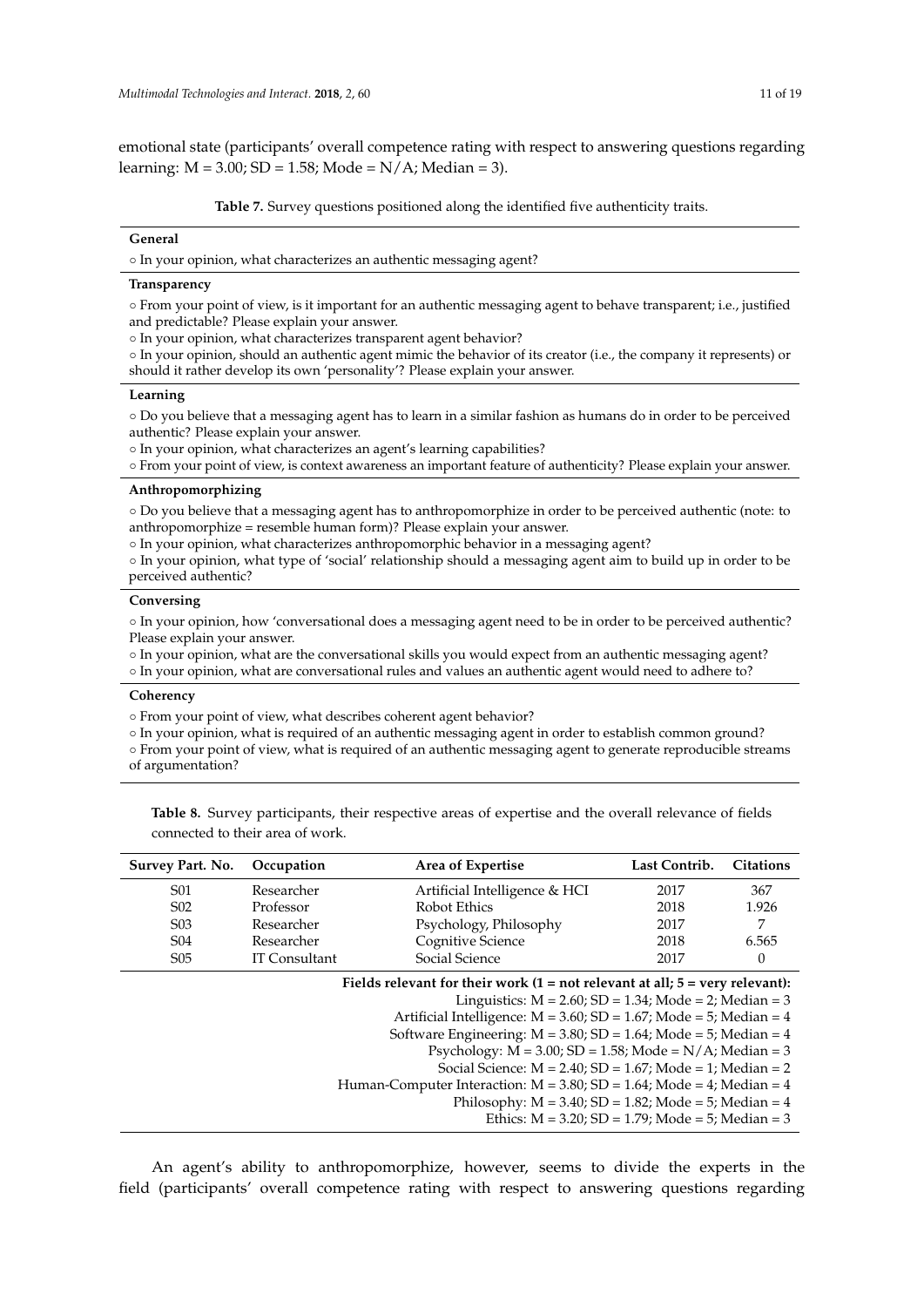emotional state (participants' overall competence rating with respect to answering questions regarding learning: M = 3.00; SD = 1.58; Mode = N/A; Median = 3).

**Table 7.** Survey questions positioned along the identified five authenticity traits.

| |
|---|
| **General** |
| ○ In your opinion, what characterizes an authentic messaging agent? |
| **Transparency** |
| ○ From your point of view, is it important for an authentic messaging agent to behave transparent; i.e., justified and predictable? Please explain your answer. |
| ○ In your opinion, what characterizes transparent agent behavior? |
| ○ In your opinion, should an authentic agent mimic the behavior of its creator (i.e., the company it represents) or should it rather develop its own 'personality'? Please explain your answer. |
| **Learning** |
| ○ Do you believe that a messaging agent has to learn in a similar fashion as humans do in order to be perceived authentic? Please explain your answer. |
| ○ In your opinion, what characterizes an agent's learning capabilities? |
| ○ From your point of view, is context awareness an important feature of authenticity? Please explain your answer. |
| **Anthropomorphizing** |
| ○ Do you believe that a messaging agent has to anthropomorphize in order to be perceived authentic (note: to anthropomorphize = resemble human form)? Please explain your answer. |
| ○ In your opinion, what characterizes anthropomorphic behavior in a messaging agent? |
| ○ In your opinion, what type of 'social' relationship should a messaging agent aim to build up in order to be perceived authentic? |
| **Conversing** |
| ○ In your opinion, how 'conversational does a messaging agent need to be in order to be perceived authentic? Please explain your answer. |
| ○ In your opinion, what are the conversational skills you would expect from an authentic messaging agent? |
| ○ In your opinion, what are conversational rules and values an authentic agent would need to adhere to? |
| **Coherency** |
| ○ From your point of view, what describes coherent agent behavior? |
| ○ In your opinion, what is required of an authentic messaging agent in order to establish common ground? |
| ○ From your point of view, what is required of an authentic messaging agent to generate reproducible streams of argumentation? |

**Table 8.** Survey participants, their respective areas of expertise and the overall relevance of fields connected to their area of work.

| Survey Part. No. | Occupation | Area of Expertise | Last Contrib. | Citations |
|---|---|---|---|---|
| S01 | Researcher | Artificial Intelligence & HCI | 2017 | 367 |
| S02 | Professor | Robot Ethics | 2018 | 1.926 |
| S03 | Researcher | Psychology, Philosophy | 2017 | 7 |
| S04 | Researcher | Cognitive Science | 2018 | 6.565 |
| S05 | IT Consultant | Social Science | 2017 | 0 |

**Fields relevant for their work (1 = not relevant at all; 5 = very relevant):**

Linguistics: M = 2.60; SD = 1.34; Mode = 2; Median = 3
Artificial Intelligence: M = 3.60; SD = 1.67; Mode = 5; Median = 4
Software Engineering: M = 3.80; SD = 1.64; Mode = 5; Median = 4
Psychology: M = 3.00; SD = 1.58; Mode = N/A; Median = 3
Social Science: M = 2.40; SD = 1.67; Mode = 1; Median = 2
Human-Computer Interaction: M = 3.80; SD = 1.64; Mode = 4; Median = 4
Philosophy: M = 3.40; SD = 1.82; Mode = 5; Median = 4
Ethics: M = 3.20; SD = 1.79; Mode = 5; Median = 3

An agent's ability to anthropomorphize, however, seems to divide the experts in the field (participants' overall competence rating with respect to answering questions regarding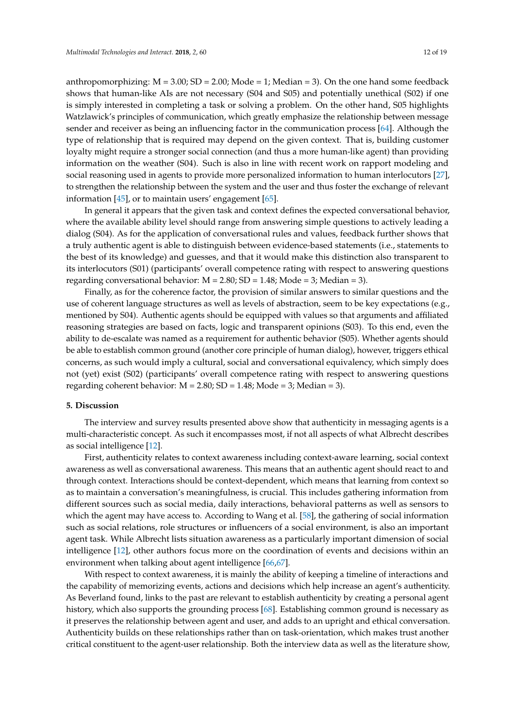anthropomorphizing: M = 3.00; SD = 2.00; Mode = 1; Median = 3). On the one hand some feedback shows that human-like AIs are not necessary (S04 and S05) and potentially unethical (S02) if one is simply interested in completing a task or solving a problem. On the other hand, S05 highlights Watzlawick's principles of communication, which greatly emphasize the relationship between message sender and receiver as being an influencing factor in the communication process [64]. Although the type of relationship that is required may depend on the given context. That is, building customer loyalty might require a stronger social connection (and thus a more human-like agent) than providing information on the weather (S04). Such is also in line with recent work on rapport modeling and social reasoning used in agents to provide more personalized information to human interlocutors [27], to strengthen the relationship between the system and the user and thus foster the exchange of relevant information [45], or to maintain users' engagement [65].

In general it appears that the given task and context defines the expected conversational behavior, where the available ability level should range from answering simple questions to actively leading a dialog (S04). As for the application of conversational rules and values, feedback further shows that a truly authentic agent is able to distinguish between evidence-based statements (i.e., statements to the best of its knowledge) and guesses, and that it would make this distinction also transparent to its interlocutors (S01) (participants' overall competence rating with respect to answering questions regarding conversational behavior: M = 2.80; SD = 1.48; Mode = 3; Median = 3).

Finally, as for the coherence factor, the provision of similar answers to similar questions and the use of coherent language structures as well as levels of abstraction, seem to be key expectations (e.g., mentioned by S04). Authentic agents should be equipped with values so that arguments and affiliated reasoning strategies are based on facts, logic and transparent opinions (S03). To this end, even the ability to de-escalate was named as a requirement for authentic behavior (S05). Whether agents should be able to establish common ground (another core principle of human dialog), however, triggers ethical concerns, as such would imply a cultural, social and conversational equivalency, which simply does not (yet) exist (S02) (participants' overall competence rating with respect to answering questions regarding coherent behavior: M = 2.80; SD = 1.48; Mode = 3; Median = 3).

## 5. Discussion

The interview and survey results presented above show that authenticity in messaging agents is a multi-characteristic concept. As such it encompasses most, if not all aspects of what Albrecht describes as social intelligence [12].

First, authenticity relates to context awareness including context-aware learning, social context awareness as well as conversational awareness. This means that an authentic agent should react to and through context. Interactions should be context-dependent, which means that learning from context so as to maintain a conversation's meaningfulness, is crucial. This includes gathering information from different sources such as social media, daily interactions, behavioral patterns as well as sensors to which the agent may have access to. According to Wang et al. [58], the gathering of social information such as social relations, role structures or influencers of a social environment, is also an important agent task. While Albrecht lists situation awareness as a particularly important dimension of social intelligence [12], other authors focus more on the coordination of events and decisions within an environment when talking about agent intelligence [66,67].

With respect to context awareness, it is mainly the ability of keeping a timeline of interactions and the capability of memorizing events, actions and decisions which help increase an agent's authenticity. As Beverland found, links to the past are relevant to establish authenticity by creating a personal agent history, which also supports the grounding process [68]. Establishing common ground is necessary as it preserves the relationship between agent and user, and adds to an upright and ethical conversation. Authenticity builds on these relationships rather than on task-orientation, which makes trust another critical constituent to the agent-user relationship. Both the interview data as well as the literature show,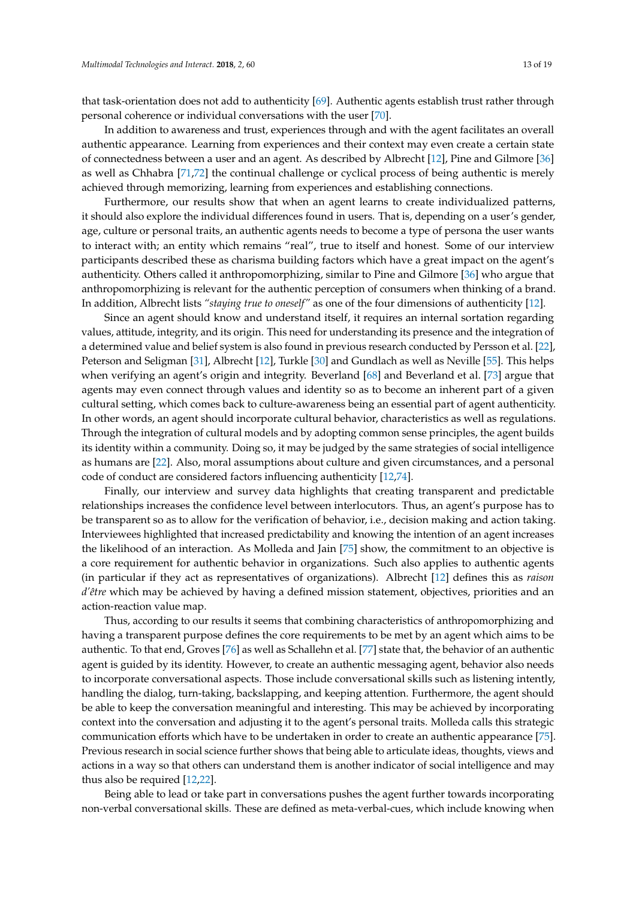that task-orientation does not add to authenticity [69]. Authentic agents establish trust rather through personal coherence or individual conversations with the user [70].

In addition to awareness and trust, experiences through and with the agent facilitates an overall authentic appearance. Learning from experiences and their context may even create a certain state of connectedness between a user and an agent. As described by Albrecht [12], Pine and Gilmore [36] as well as Chhabra [71,72] the continual challenge or cyclical process of being authentic is merely achieved through memorizing, learning from experiences and establishing connections.

Furthermore, our results show that when an agent learns to create individualized patterns, it should also explore the individual differences found in users. That is, depending on a user's gender, age, culture or personal traits, an authentic agents needs to become a type of persona the user wants to interact with; an entity which remains "real", true to itself and honest. Some of our interview participants described these as charisma building factors which have a great impact on the agent's authenticity. Others called it anthropomorphizing, similar to Pine and Gilmore [36] who argue that anthropomorphizing is relevant for the authentic perception of consumers when thinking of a brand. In addition, Albrecht lists *"staying true to oneself"* as one of the four dimensions of authenticity [12].

Since an agent should know and understand itself, it requires an internal sortation regarding values, attitude, integrity, and its origin. This need for understanding its presence and the integration of a determined value and belief system is also found in previous research conducted by Persson et al. [22], Peterson and Seligman [31], Albrecht [12], Turkle [30] and Gundlach as well as Neville [55]. This helps when verifying an agent's origin and integrity. Beverland [68] and Beverland et al. [73] argue that agents may even connect through values and identity so as to become an inherent part of a given cultural setting, which comes back to culture-awareness being an essential part of agent authenticity. In other words, an agent should incorporate cultural behavior, characteristics as well as regulations. Through the integration of cultural models and by adopting common sense principles, the agent builds its identity within a community. Doing so, it may be judged by the same strategies of social intelligence as humans are [22]. Also, moral assumptions about culture and given circumstances, and a personal code of conduct are considered factors influencing authenticity [12,74].

Finally, our interview and survey data highlights that creating transparent and predictable relationships increases the confidence level between interlocutors. Thus, an agent's purpose has to be transparent so as to allow for the verification of behavior, i.e., decision making and action taking. Interviewees highlighted that increased predictability and knowing the intention of an agent increases the likelihood of an interaction. As Molleda and Jain [75] show, the commitment to an objective is a core requirement for authentic behavior in organizations. Such also applies to authentic agents (in particular if they act as representatives of organizations). Albrecht [12] defines this as *raison d'être* which may be achieved by having a defined mission statement, objectives, priorities and an action-reaction value map.

Thus, according to our results it seems that combining characteristics of anthropomorphizing and having a transparent purpose defines the core requirements to be met by an agent which aims to be authentic. To that end, Groves [76] as well as Schallehn et al. [77] state that, the behavior of an authentic agent is guided by its identity. However, to create an authentic messaging agent, behavior also needs to incorporate conversational aspects. Those include conversational skills such as listening intently, handling the dialog, turn-taking, backslapping, and keeping attention. Furthermore, the agent should be able to keep the conversation meaningful and interesting. This may be achieved by incorporating context into the conversation and adjusting it to the agent's personal traits. Molleda calls this strategic communication efforts which have to be undertaken in order to create an authentic appearance [75]. Previous research in social science further shows that being able to articulate ideas, thoughts, views and actions in a way so that others can understand them is another indicator of social intelligence and may thus also be required [12,22].

Being able to lead or take part in conversations pushes the agent further towards incorporating non-verbal conversational skills. These are defined as meta-verbal-cues, which include knowing when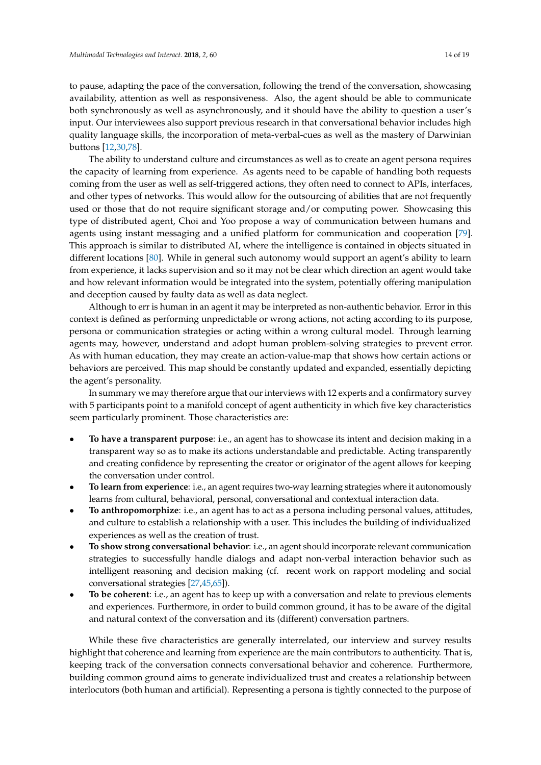to pause, adapting the pace of the conversation, following the trend of the conversation, showcasing availability, attention as well as responsiveness. Also, the agent should be able to communicate both synchronously as well as asynchronously, and it should have the ability to question a user's input. Our interviewees also support previous research in that conversational behavior includes high quality language skills, the incorporation of meta-verbal-cues as well as the mastery of Darwinian buttons [12,30,78].

The ability to understand culture and circumstances as well as to create an agent persona requires the capacity of learning from experience. As agents need to be capable of handling both requests coming from the user as well as self-triggered actions, they often need to connect to APIs, interfaces, and other types of networks. This would allow for the outsourcing of abilities that are not frequently used or those that do not require significant storage and/or computing power. Showcasing this type of distributed agent, Choi and Yoo propose a way of communication between humans and agents using instant messaging and a unified platform for communication and cooperation [79]. This approach is similar to distributed AI, where the intelligence is contained in objects situated in different locations [80]. While in general such autonomy would support an agent's ability to learn from experience, it lacks supervision and so it may not be clear which direction an agent would take and how relevant information would be integrated into the system, potentially offering manipulation and deception caused by faulty data as well as data neglect.

Although to err is human in an agent it may be interpreted as non-authentic behavior. Error in this context is defined as performing unpredictable or wrong actions, not acting according to its purpose, persona or communication strategies or acting within a wrong cultural model. Through learning agents may, however, understand and adopt human problem-solving strategies to prevent error. As with human education, they may create an action-value-map that shows how certain actions or behaviors are perceived. This map should be constantly updated and expanded, essentially depicting the agent's personality.

In summary we may therefore argue that our interviews with 12 experts and a confirmatory survey with 5 participants point to a manifold concept of agent authenticity in which five key characteristics seem particularly prominent. Those characteristics are:

- **To have a transparent purpose**: i.e., an agent has to showcase its intent and decision making in a transparent way so as to make its actions understandable and predictable. Acting transparently and creating confidence by representing the creator or originator of the agent allows for keeping the conversation under control.
- **To learn from experience**: i.e., an agent requires two-way learning strategies where it autonomously learns from cultural, behavioral, personal, conversational and contextual interaction data.
- **To anthropomorphize**: i.e., an agent has to act as a persona including personal values, attitudes, and culture to establish a relationship with a user. This includes the building of individualized experiences as well as the creation of trust.
- **To show strong conversational behavior**: i.e., an agent should incorporate relevant communication strategies to successfully handle dialogs and adapt non-verbal interaction behavior such as intelligent reasoning and decision making (cf. recent work on rapport modeling and social conversational strategies [27,45,65]).
- **To be coherent**: i.e., an agent has to keep up with a conversation and relate to previous elements and experiences. Furthermore, in order to build common ground, it has to be aware of the digital and natural context of the conversation and its (different) conversation partners.

While these five characteristics are generally interrelated, our interview and survey results highlight that coherence and learning from experience are the main contributors to authenticity. That is, keeping track of the conversation connects conversational behavior and coherence. Furthermore, building common ground aims to generate individualized trust and creates a relationship between interlocutors (both human and artificial). Representing a persona is tightly connected to the purpose of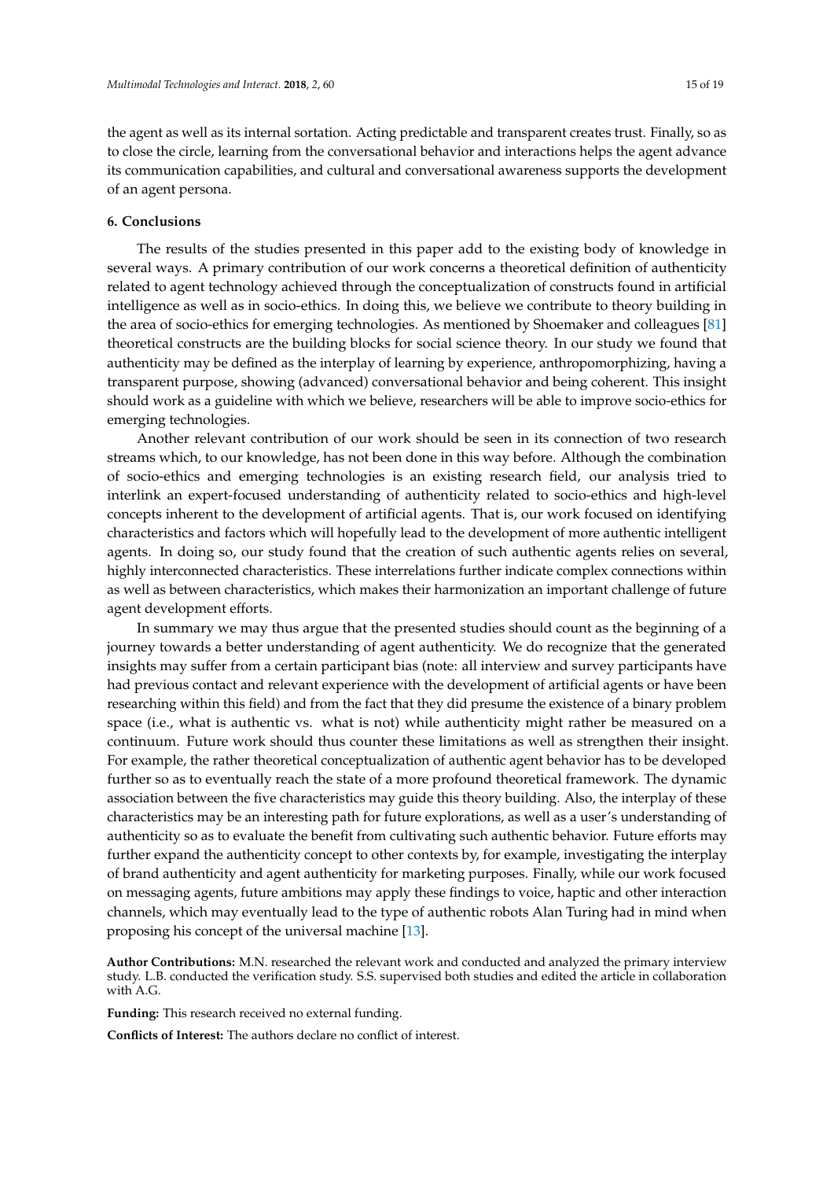the agent as well as its internal sortation. Acting predictable and transparent creates trust. Finally, so as to close the circle, learning from the conversational behavior and interactions helps the agent advance its communication capabilities, and cultural and conversational awareness supports the development of an agent persona.

## 6. Conclusions

The results of the studies presented in this paper add to the existing body of knowledge in several ways. A primary contribution of our work concerns a theoretical definition of authenticity related to agent technology achieved through the conceptualization of constructs found in artificial intelligence as well as in socio-ethics. In doing this, we believe we contribute to theory building in the area of socio-ethics for emerging technologies. As mentioned by Shoemaker and colleagues [81] theoretical constructs are the building blocks for social science theory. In our study we found that authenticity may be defined as the interplay of learning by experience, anthropomorphizing, having a transparent purpose, showing (advanced) conversational behavior and being coherent. This insight should work as a guideline with which we believe, researchers will be able to improve socio-ethics for emerging technologies.

Another relevant contribution of our work should be seen in its connection of two research streams which, to our knowledge, has not been done in this way before. Although the combination of socio-ethics and emerging technologies is an existing research field, our analysis tried to interlink an expert-focused understanding of authenticity related to socio-ethics and high-level concepts inherent to the development of artificial agents. That is, our work focused on identifying characteristics and factors which will hopefully lead to the development of more authentic intelligent agents. In doing so, our study found that the creation of such authentic agents relies on several, highly interconnected characteristics. These interrelations further indicate complex connections within as well as between characteristics, which makes their harmonization an important challenge of future agent development efforts.

In summary we may thus argue that the presented studies should count as the beginning of a journey towards a better understanding of agent authenticity. We do recognize that the generated insights may suffer from a certain participant bias (note: all interview and survey participants have had previous contact and relevant experience with the development of artificial agents or have been researching within this field) and from the fact that they did presume the existence of a binary problem space (i.e., what is authentic vs. what is not) while authenticity might rather be measured on a continuum. Future work should thus counter these limitations as well as strengthen their insight. For example, the rather theoretical conceptualization of authentic agent behavior has to be developed further so as to eventually reach the state of a more profound theoretical framework. The dynamic association between the five characteristics may guide this theory building. Also, the interplay of these characteristics may be an interesting path for future explorations, as well as a user's understanding of authenticity so as to evaluate the benefit from cultivating such authentic behavior. Future efforts may further expand the authenticity concept to other contexts by, for example, investigating the interplay of brand authenticity and agent authenticity for marketing purposes. Finally, while our work focused on messaging agents, future ambitions may apply these findings to voice, haptic and other interaction channels, which may eventually lead to the type of authentic robots Alan Turing had in mind when proposing his concept of the universal machine [13].

**Author Contributions:** M.N. researched the relevant work and conducted and analyzed the primary interview study. L.B. conducted the verification study. S.S. supervised both studies and edited the article in collaboration with A.G.

**Funding:** This research received no external funding.

**Conflicts of Interest:** The authors declare no conflict of interest.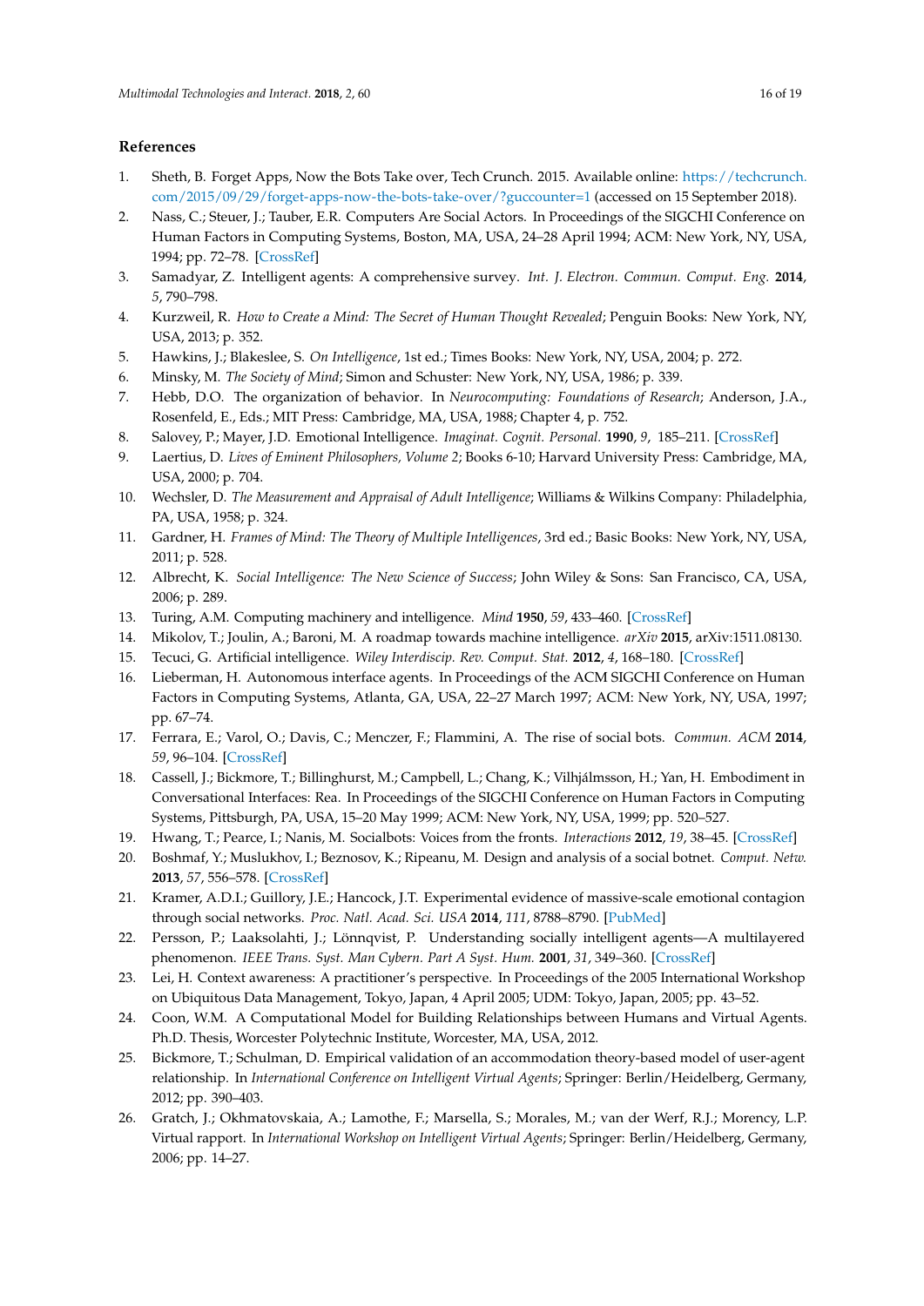## References

1. Sheth, B. Forget Apps, Now the Bots Take over, Tech Crunch. 2015. Available online: https://techcrunch.com/2015/09/29/forget-apps-now-the-bots-take-over/?guccounter=1 (accessed on 15 September 2018).
2. Nass, C.; Steuer, J.; Tauber, E.R. Computers Are Social Actors. In Proceedings of the SIGCHI Conference on Human Factors in Computing Systems, Boston, MA, USA, 24–28 April 1994; ACM: New York, NY, USA, 1994; pp. 72–78. [CrossRef]
3. Samadyar, Z. Intelligent agents: A comprehensive survey. *Int. J. Electron. Commun. Comput. Eng.* **2014**, *5*, 790–798.
4. Kurzweil, R. *How to Create a Mind: The Secret of Human Thought Revealed*; Penguin Books: New York, NY, USA, 2013; p. 352.
5. Hawkins, J.; Blakeslee, S. *On Intelligence*, 1st ed.; Times Books: New York, NY, USA, 2004; p. 272.
6. Minsky, M. *The Society of Mind*; Simon and Schuster: New York, NY, USA, 1986; p. 339.
7. Hebb, D.O. The organization of behavior. In *Neurocomputing: Foundations of Research*; Anderson, J.A., Rosenfeld, E., Eds.; MIT Press: Cambridge, MA, USA, 1988; Chapter 4, p. 752.
8. Salovey, P.; Mayer, J.D. Emotional Intelligence. *Imaginat. Cognit. Personal.* **1990**, *9*, 185–211. [CrossRef]
9. Laertius, D. *Lives of Eminent Philosophers, Volume 2*; Books 6-10; Harvard University Press: Cambridge, MA, USA, 2000; p. 704.
10. Wechsler, D. *The Measurement and Appraisal of Adult Intelligence*; Williams & Wilkins Company: Philadelphia, PA, USA, 1958; p. 324.
11. Gardner, H. *Frames of Mind: The Theory of Multiple Intelligences*, 3rd ed.; Basic Books: New York, NY, USA, 2011; p. 528.
12. Albrecht, K. *Social Intelligence: The New Science of Success*; John Wiley & Sons: San Francisco, CA, USA, 2006; p. 289.
13. Turing, A.M. Computing machinery and intelligence. *Mind* **1950**, *59*, 433–460. [CrossRef]
14. Mikolov, T.; Joulin, A.; Baroni, M. A roadmap towards machine intelligence. *arXiv* **2015**, arXiv:1511.08130.
15. Tecuci, G. Artificial intelligence. *Wiley Interdiscip. Rev. Comput. Stat.* **2012**, *4*, 168–180. [CrossRef]
16. Lieberman, H. Autonomous interface agents. In Proceedings of the ACM SIGCHI Conference on Human Factors in Computing Systems, Atlanta, GA, USA, 22–27 March 1997; ACM: New York, NY, USA, 1997; pp. 67–74.
17. Ferrara, E.; Varol, O.; Davis, C.; Menczer, F.; Flammini, A. The rise of social bots. *Commun. ACM* **2014**, *59*, 96–104. [CrossRef]
18. Cassell, J.; Bickmore, T.; Billinghurst, M.; Campbell, L.; Chang, K.; Vilhjálmsson, H.; Yan, H. Embodiment in Conversational Interfaces: Rea. In Proceedings of the SIGCHI Conference on Human Factors in Computing Systems, Pittsburgh, PA, USA, 15–20 May 1999; ACM: New York, NY, USA, 1999; pp. 520–527.
19. Hwang, T.; Pearce, I.; Nanis, M. Socialbots: Voices from the fronts. *Interactions* **2012**, *19*, 38–45. [CrossRef]
20. Boshmaf, Y.; Muslukhov, I.; Beznosov, K.; Ripeanu, M. Design and analysis of a social botnet. *Comput. Netw.* **2013**, *57*, 556–578. [CrossRef]
21. Kramer, A.D.I.; Guillory, J.E.; Hancock, J.T. Experimental evidence of massive-scale emotional contagion through social networks. *Proc. Natl. Acad. Sci. USA* **2014**, *111*, 8788–8790. [PubMed]
22. Persson, P.; Laaksolahti, J.; Lönnqvist, P. Understanding socially intelligent agents—A multilayered phenomenon. *IEEE Trans. Syst. Man Cybern. Part A Syst. Hum.* **2001**, *31*, 349–360. [CrossRef]
23. Lei, H. Context awareness: A practitioner's perspective. In Proceedings of the 2005 International Workshop on Ubiquitous Data Management, Tokyo, Japan, 4 April 2005; UDM: Tokyo, Japan, 2005; pp. 43–52.
24. Coon, W.M. A Computational Model for Building Relationships between Humans and Virtual Agents. Ph.D. Thesis, Worcester Polytechnic Institute, Worcester, MA, USA, 2012.
25. Bickmore, T.; Schulman, D. Empirical validation of an accommodation theory-based model of user-agent relationship. In *International Conference on Intelligent Virtual Agents*; Springer: Berlin/Heidelberg, Germany, 2012; pp. 390–403.
26. Gratch, J.; Okhmatovskaia, A.; Lamothe, F.; Marsella, S.; Morales, M.; van der Werf, R.J.; Morency, L.P. Virtual rapport. In *International Workshop on Intelligent Virtual Agents*; Springer: Berlin/Heidelberg, Germany, 2006; pp. 14–27.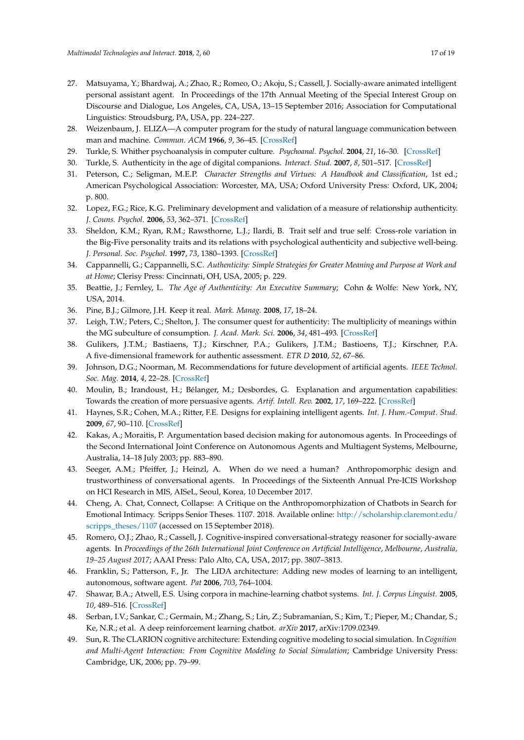27. Matsuyama, Y.; Bhardwaj, A.; Zhao, R.; Romeo, O.; Akoju, S.; Cassell, J. Socially-aware animated intelligent personal assistant agent. In Proceedings of the 17th Annual Meeting of the Special Interest Group on Discourse and Dialogue, Los Angeles, CA, USA, 13–15 September 2016; Association for Computational Linguistics: Stroudsburg, PA, USA, pp. 224–227.
28. Weizenbaum, J. ELIZA—A computer program for the study of natural language communication between man and machine. *Commun. ACM* **1966**, *9*, 36–45. [CrossRef]
29. Turkle, S. Whither psychoanalysis in computer culture. *Psychoanal. Psychol.* **2004**, *21*, 16–30. [CrossRef]
30. Turkle, S. Authenticity in the age of digital companions. *Interact. Stud.* **2007**, *8*, 501–517. [CrossRef]
31. Peterson, C.; Seligman, M.E.P. *Character Strengths and Virtues: A Handbook and Classification*, 1st ed.; American Psychological Association: Worcester, MA, USA; Oxford University Press: Oxford, UK, 2004; p. 800.
32. Lopez, F.G.; Rice, K.G. Preliminary development and validation of a measure of relationship authenticity. *J. Couns. Psychol.* **2006**, *53*, 362–371. [CrossRef]
33. Sheldon, K.M.; Ryan, R.M.; Rawsthorne, L.J.; Ilardi, B. Trait self and true self: Cross-role variation in the Big-Five personality traits and its relations with psychological authenticity and subjective well-being. *J. Personal. Soc. Psychol.* **1997**, *73*, 1380–1393. [CrossRef]
34. Cappannelli, G.; Cappannelli, S.C. *Authenticity: Simple Strategies for Greater Meaning and Purpose at Work and at Home*; Clerisy Press: Cincinnati, OH, USA, 2005; p. 229.
35. Beattie, J.; Fernley, L. *The Age of Authenticity: An Executive Summary*; Cohn & Wolfe: New York, NY, USA, 2014.
36. Pine, B.J.; Gilmore, J.H. Keep it real. *Mark. Manag.* **2008**, *17*, 18–24.
37. Leigh, T.W.; Peters, C.; Shelton, J. The consumer quest for authenticity: The multiplicity of meanings within the MG subculture of consumption. *J. Acad. Mark. Sci.* **2006**, *34*, 481–493. [CrossRef]
38. Gulikers, J.T.M.; Bastiaens, T.J.; Kirschner, P.A.; Gulikers, J.T.M.; Bastioens, T.J.; Kirschner, P.A. A five-dimensional framework for authentic assessment. *ETR D* **2010**, *52*, 67–86.
39. Johnson, D.G.; Noorman, M. Recommendations for future development of artificial agents. *IEEE Technol. Soc. Mag.* **2014**, *4*, 22–28. [CrossRef]
40. Moulin, B.; Irandoust, H.; Bélanger, M.; Desbordes, G. Explanation and argumentation capabilities: Towards the creation of more persuasive agents. *Artif. Intell. Rev.* **2002**, *17*, 169–222. [CrossRef]
41. Haynes, S.R.; Cohen, M.A.; Ritter, F.E. Designs for explaining intelligent agents. *Int. J. Hum.-Comput. Stud.* **2009**, *67*, 90–110. [CrossRef]
42. Kakas, A.; Moraitis, P. Argumentation based decision making for autonomous agents. In Proceedings of the Second International Joint Conference on Autonomous Agents and Multiagent Systems, Melbourne, Australia, 14–18 July 2003; pp. 883–890.
43. Seeger, A.M.; Pfeiffer, J.; Heinzl, A. When do we need a human? Anthropomorphic design and trustworthiness of conversational agents. In Proceedings of the Sixteenth Annual Pre-ICIS Workshop on HCI Research in MIS, AISeL, Seoul, Korea, 10 December 2017.
44. Cheng, A. Chat, Connect, Collapse: A Critique on the Anthropomorphization of Chatbots in Search for Emotional Intimacy. Scripps Senior Theses. 1107. 2018. Available online: http://scholarship.claremont.edu/scripps_theses/1107 (accessed on 15 September 2018).
45. Romero, O.J.; Zhao, R.; Cassell, J. Cognitive-inspired conversational-strategy reasoner for socially-aware agents. In *Proceedings of the 26th International Joint Conference on Artificial Intelligence, Melbourne, Australia, 19–25 August 2017*; AAAI Press: Palo Alto, CA, USA, 2017; pp. 3807–3813.
46. Franklin, S.; Patterson, F., Jr. The LIDA architecture: Adding new modes of learning to an intelligent, autonomous, software agent. *Pat* **2006**, *703*, 764–1004.
47. Shawar, B.A.; Atwell, E.S. Using corpora in machine-learning chatbot systems. *Int. J. Corpus Linguist.* **2005**, *10*, 489–516. [CrossRef]
48. Serban, I.V.; Sankar, C.; Germain, M.; Zhang, S.; Lin, Z.; Subramanian, S.; Kim, T.; Pieper, M.; Chandar, S.; Ke, N.R.; et al. A deep reinforcement learning chatbot. *arXiv* **2017**, arXiv:1709.02349.
49. Sun, R. The CLARION cognitive architecture: Extending cognitive modeling to social simulation. In *Cognition and Multi-Agent Interaction: From Cognitive Modeling to Social Simulation*; Cambridge University Press: Cambridge, UK, 2006; pp. 79–99.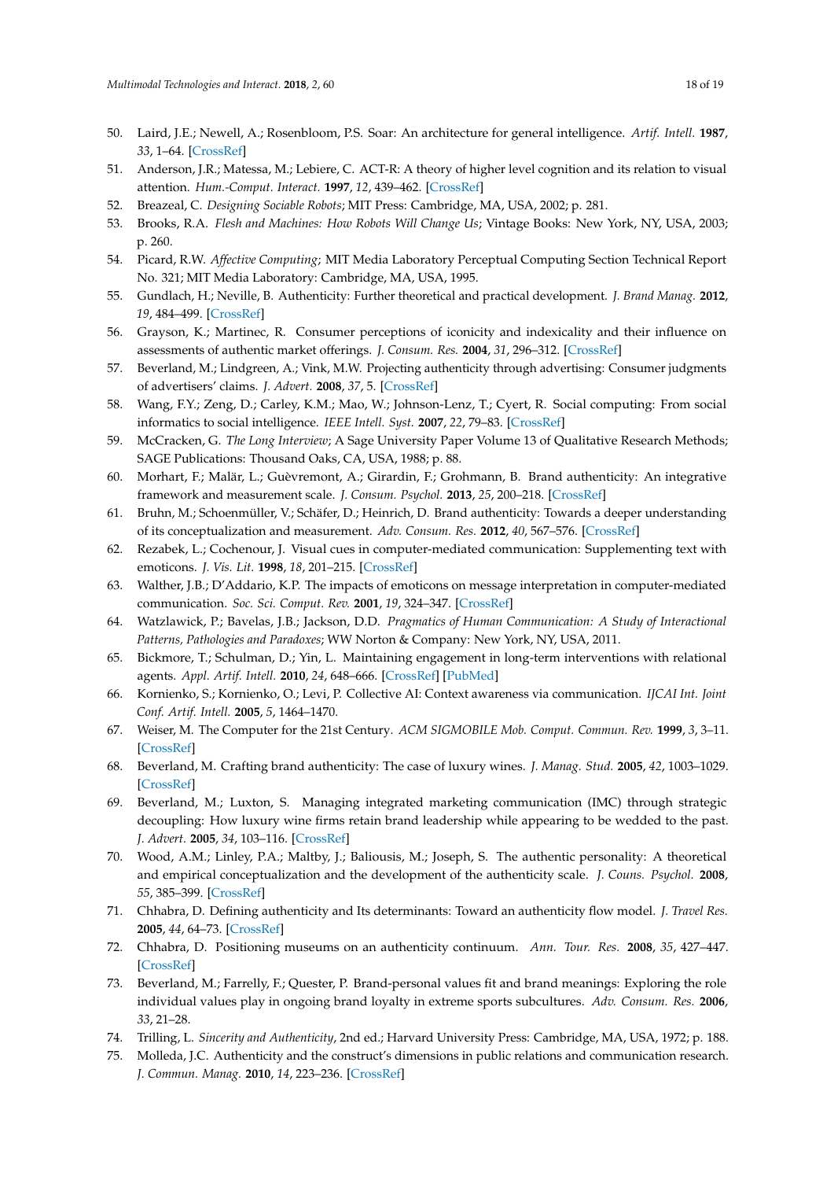50. Laird, J.E.; Newell, A.; Rosenbloom, P.S. Soar: An architecture for general intelligence. *Artif. Intell.* **1987**, *33*, 1–64. [CrossRef]
51. Anderson, J.R.; Matessa, M.; Lebiere, C. ACT-R: A theory of higher level cognition and its relation to visual attention. *Hum.-Comput. Interact.* **1997**, *12*, 439–462. [CrossRef]
52. Breazeal, C. *Designing Sociable Robots*; MIT Press: Cambridge, MA, USA, 2002; p. 281.
53. Brooks, R.A. *Flesh and Machines: How Robots Will Change Us*; Vintage Books: New York, NY, USA, 2003; p. 260.
54. Picard, R.W. *Affective Computing*; MIT Media Laboratory Perceptual Computing Section Technical Report No. 321; MIT Media Laboratory: Cambridge, MA, USA, 1995.
55. Gundlach, H.; Neville, B. Authenticity: Further theoretical and practical development. *J. Brand Manag.* **2012**, *19*, 484–499. [CrossRef]
56. Grayson, K.; Martinec, R. Consumer perceptions of iconicity and indexicality and their influence on assessments of authentic market offerings. *J. Consum. Res.* **2004**, *31*, 296–312. [CrossRef]
57. Beverland, M.; Lindgreen, A.; Vink, M.W. Projecting authenticity through advertising: Consumer judgments of advertisers' claims. *J. Advert.* **2008**, *37*, 5. [CrossRef]
58. Wang, F.Y.; Zeng, D.; Carley, K.M.; Mao, W.; Johnson-Lenz, T.; Cyert, R. Social computing: From social informatics to social intelligence. *IEEE Intell. Syst.* **2007**, *22*, 79–83. [CrossRef]
59. McCracken, G. *The Long Interview*; A Sage University Paper Volume 13 of Qualitative Research Methods; SAGE Publications: Thousand Oaks, CA, USA, 1988; p. 88.
60. Morhart, F.; Malär, L.; Guèvremont, A.; Girardin, F.; Grohmann, B. Brand authenticity: An integrative framework and measurement scale. *J. Consum. Psychol.* **2013**, *25*, 200–218. [CrossRef]
61. Bruhn, M.; Schoenmüller, V.; Schäfer, D.; Heinrich, D. Brand authenticity: Towards a deeper understanding of its conceptualization and measurement. *Adv. Consum. Res.* **2012**, *40*, 567–576. [CrossRef]
62. Rezabek, L.; Cochenour, J. Visual cues in computer-mediated communication: Supplementing text with emoticons. *J. Vis. Lit.* **1998**, *18*, 201–215. [CrossRef]
63. Walther, J.B.; D'Addario, K.P. The impacts of emoticons on message interpretation in computer-mediated communication. *Soc. Sci. Comput. Rev.* **2001**, *19*, 324–347. [CrossRef]
64. Watzlawick, P.; Bavelas, J.B.; Jackson, D.D. *Pragmatics of Human Communication: A Study of Interactional Patterns, Pathologies and Paradoxes*; WW Norton & Company: New York, NY, USA, 2011.
65. Bickmore, T.; Schulman, D.; Yin, L. Maintaining engagement in long-term interventions with relational agents. *Appl. Artif. Intell.* **2010**, *24*, 648–666. [CrossRef] [PubMed]
66. Kornienko, S.; Kornienko, O.; Levi, P. Collective AI: Context awareness via communication. *IJCAI Int. Joint Conf. Artif. Intell.* **2005**, *5*, 1464–1470.
67. Weiser, M. The Computer for the 21st Century. *ACM SIGMOBILE Mob. Comput. Commun. Rev.* **1999**, *3*, 3–11. [CrossRef]
68. Beverland, M. Crafting brand authenticity: The case of luxury wines. *J. Manag. Stud.* **2005**, *42*, 1003–1029. [CrossRef]
69. Beverland, M.; Luxton, S. Managing integrated marketing communication (IMC) through strategic decoupling: How luxury wine firms retain brand leadership while appearing to be wedded to the past. *J. Advert.* **2005**, *34*, 103–116. [CrossRef]
70. Wood, A.M.; Linley, P.A.; Maltby, J.; Baliousis, M.; Joseph, S. The authentic personality: A theoretical and empirical conceptualization and the development of the authenticity scale. *J. Couns. Psychol.* **2008**, *55*, 385–399. [CrossRef]
71. Chhabra, D. Defining authenticity and Its determinants: Toward an authenticity flow model. *J. Travel Res.* **2005**, *44*, 64–73. [CrossRef]
72. Chhabra, D. Positioning museums on an authenticity continuum. *Ann. Tour. Res.* **2008**, *35*, 427–447. [CrossRef]
73. Beverland, M.; Farrelly, F.; Quester, P. Brand-personal values fit and brand meanings: Exploring the role individual values play in ongoing brand loyalty in extreme sports subcultures. *Adv. Consum. Res.* **2006**, *33*, 21–28.
74. Trilling, L. *Sincerity and Authenticity*, 2nd ed.; Harvard University Press: Cambridge, MA, USA, 1972; p. 188.
75. Molleda, J.C. Authenticity and the construct's dimensions in public relations and communication research. *J. Commun. Manag.* **2010**, *14*, 223–236. [CrossRef]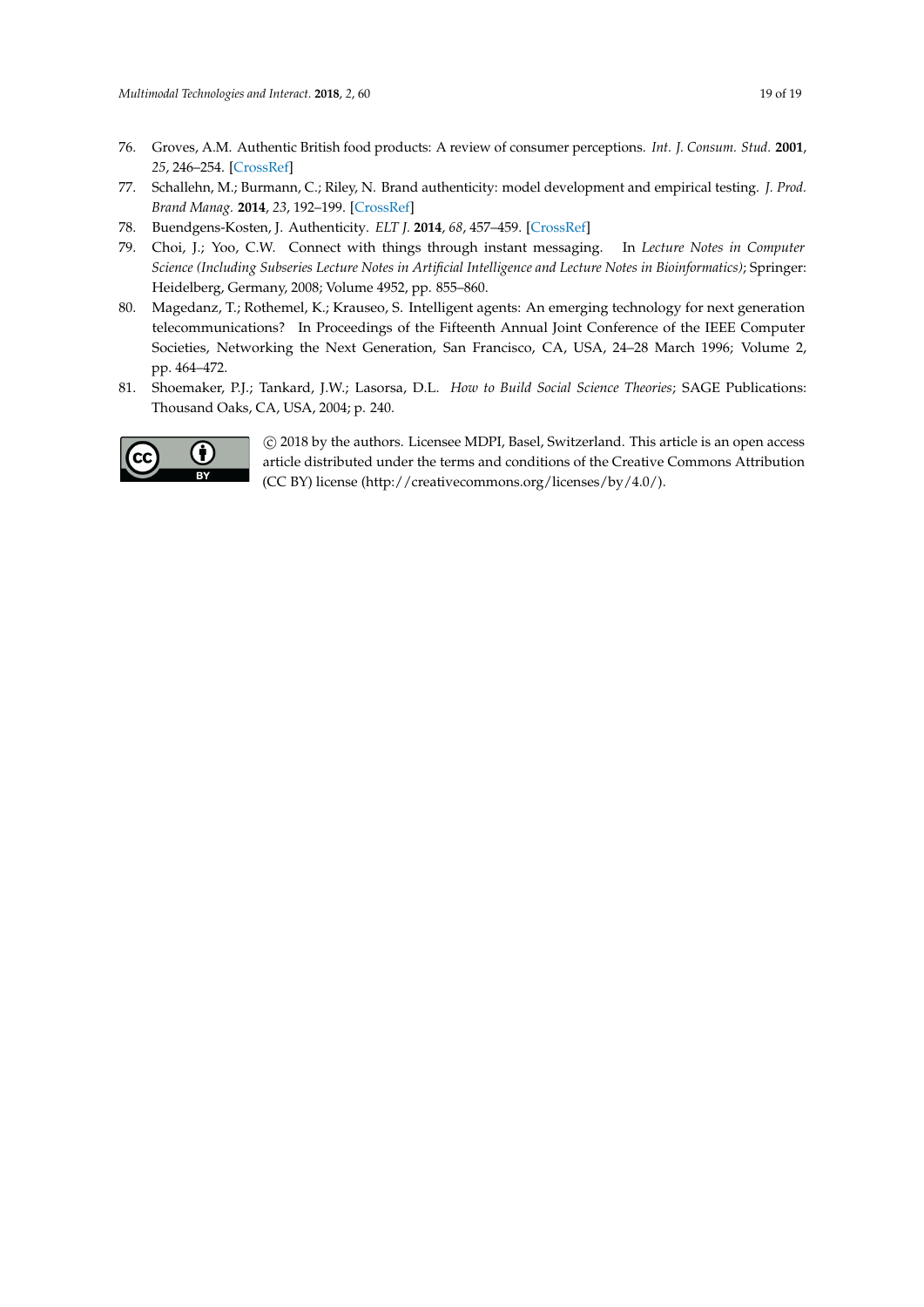76. Groves, A.M. Authentic British food products: A review of consumer perceptions. *Int. J. Consum. Stud.* **2001**, *25*, 246–254. [CrossRef]
77. Schallehn, M.; Burmann, C.; Riley, N. Brand authenticity: model development and empirical testing. *J. Prod. Brand Manag.* **2014**, *23*, 192–199. [CrossRef]
78. Buendgens-Kosten, J. Authenticity. *ELT J.* **2014**, *68*, 457–459. [CrossRef]
79. Choi, J.; Yoo, C.W. Connect with things through instant messaging. In *Lecture Notes in Computer Science (Including Subseries Lecture Notes in Artificial Intelligence and Lecture Notes in Bioinformatics)*; Springer: Heidelberg, Germany, 2008; Volume 4952, pp. 855–860.
80. Magedanz, T.; Rothemel, K.; Krauseo, S. Intelligent agents: An emerging technology for next generation telecommunications? In Proceedings of the Fifteenth Annual Joint Conference of the IEEE Computer Societies, Networking the Next Generation, San Francisco, CA, USA, 24–28 March 1996; Volume 2, pp. 464–472.
81. Shoemaker, P.J.; Tankard, J.W.; Lasorsa, D.L. *How to Build Social Science Theories*; SAGE Publications: Thousand Oaks, CA, USA, 2004; p. 240.

© 2018 by the authors. Licensee MDPI, Basel, Switzerland. This article is an open access article distributed under the terms and conditions of the Creative Commons Attribution (CC BY) license (http://creativecommons.org/licenses/by/4.0/).